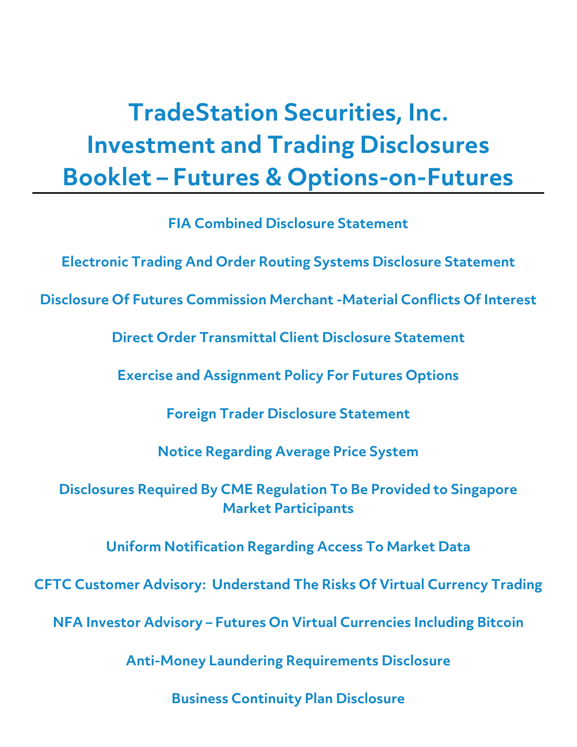# TradeStation Securities, Inc. Investment and Trading Disclosures Booklet – Futures & Options-on-Futures

**FIA Combined Disclosure Statement**

**Electronic Trading And Order Routing Systems Disclosure Statement**

**Disclosure Of Futures Commission Merchant -Material Conflicts Of Interest**

**Direct Order Transmittal Client Disclosure Statement**

**Exercise and Assignment Policy For Futures Options**

**Foreign Trader Disclosure Statement**

**Notice Regarding Average Price System**

**Disclosures Required By CME Regulation To Be Provided to Singapore Market Participants**

**Uniform Notification Regarding Access To Market Data**

**CFTC Customer Advisory: Understand The Risks Of Virtual Currency Trading**

**NFA Investor Advisory – Futures On Virtual Currencies Including Bitcoin**

**Anti-Money Laundering Requirements Disclosure**

**Business Continuity Plan Disclosure**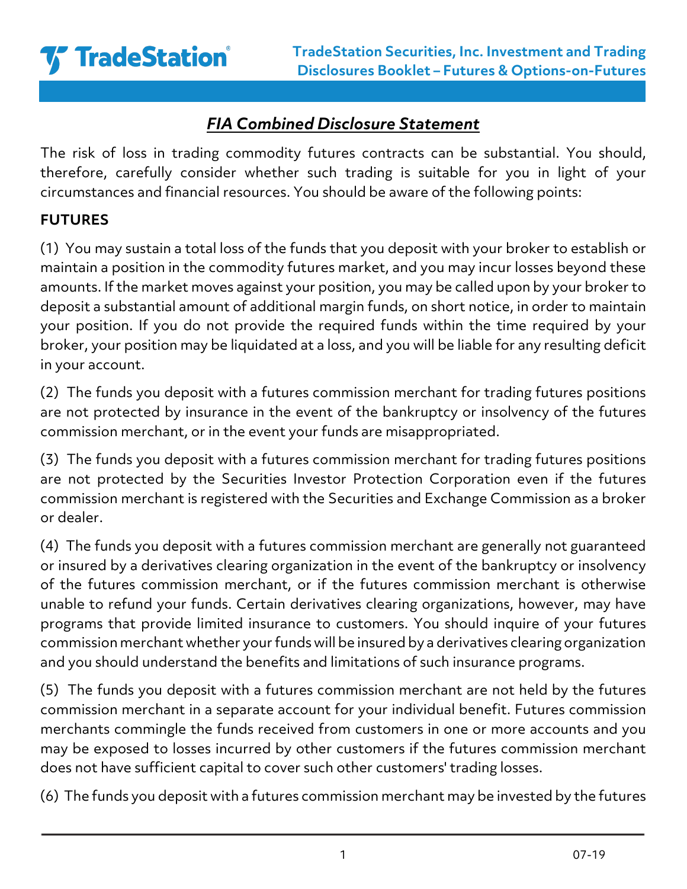## *FIA Combined Disclosure Statement*

The risk of loss in trading commodity futures contracts can be substantial. You should, therefore, carefully consider whether such trading is suitable for you in light of your circumstances and financial resources. You should be aware of the following points:

**FUTURES**

(1) You may sustain a total loss of the funds that you deposit with your broker to establish or maintain a position in the commodity futures market, and you may incur losses beyond these amounts. If the market moves against your position, you may be called upon by your broker to deposit a substantial amount of additional margin funds, on short notice, in order to maintain your position. If you do not provide the required funds within the time required by your broker, your position may be liquidated at a loss, and you will be liable for any resulting deficit in your account.

(2) The funds you deposit with a futures commission merchant for trading futures positions are not protected by insurance in the event of the bankruptcy or insolvency of the futures commission merchant, or in the event your funds are misappropriated.

(3) The funds you deposit with a futures commission merchant for trading futures positions are not protected by the Securities Investor Protection Corporation even if the futures commission merchant is registered with the Securities and Exchange Commission as a broker or dealer.

(4) The funds you deposit with a futures commission merchant are generally not guaranteed or insured by a derivatives clearing organization in the event of the bankruptcy or insolvency of the futures commission merchant, or if the futures commission merchant is otherwise unable to refund your funds. Certain derivatives clearing organizations, however, may have programs that provide limited insurance to customers. You should inquire of your futures commission merchant whether your funds will be insured by a derivatives clearing organization and you should understand the benefits and limitations of such insurance programs.

(5) The funds you deposit with a futures commission merchant are not held by the futures commission merchant in a separate account for your individual benefit. Futures commission merchants commingle the funds received from customers in one or more accounts and you may be exposed to losses incurred by other customers if the futures commission merchant does not have sufficient capital to cover such other customers' trading losses.

(6) The funds you deposit with a futures commission merchant may be invested by the futures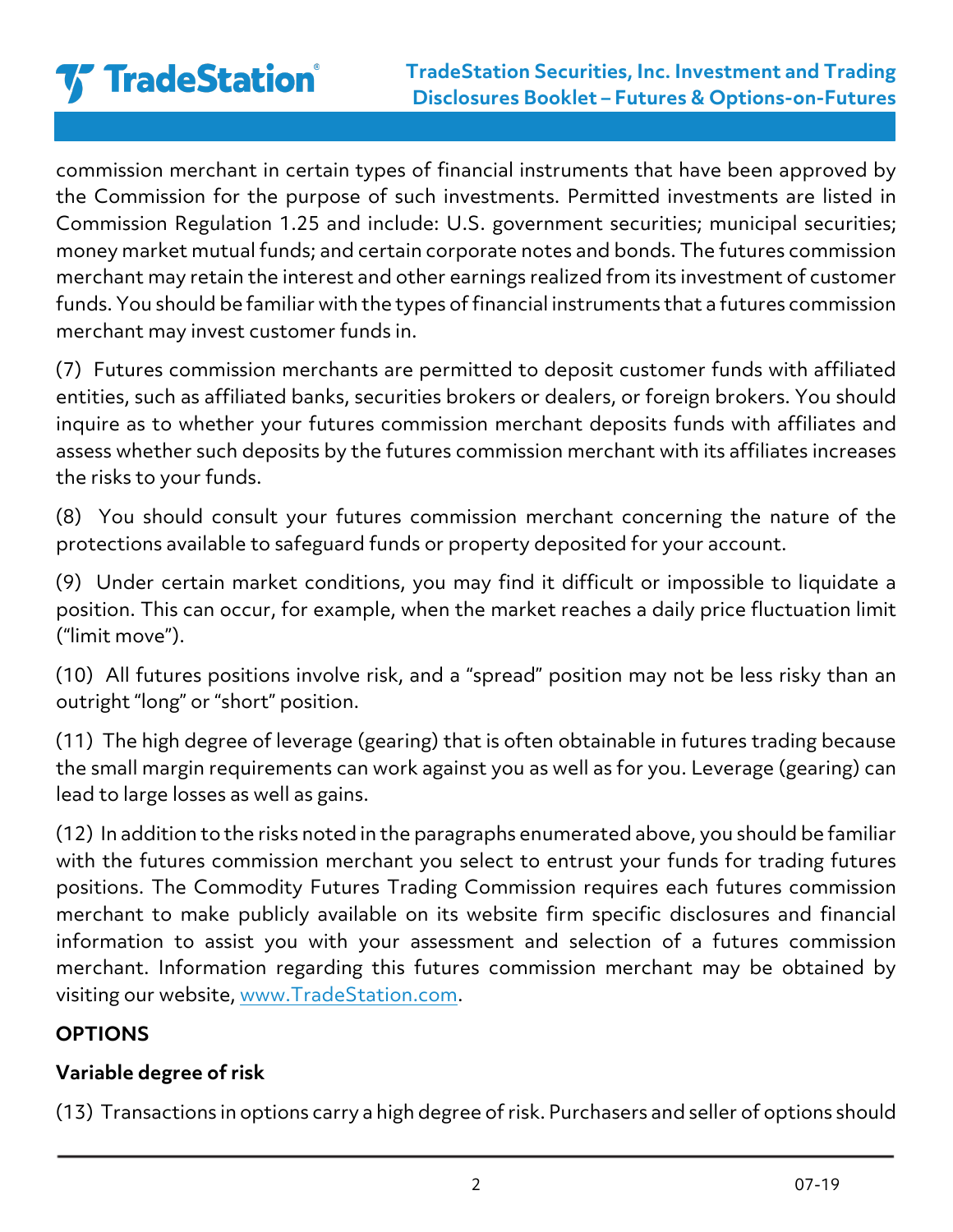commission merchant in certain types of financial instruments that have been approved by the Commission for the purpose of such investments. Permitted investments are listed in Commission Regulation 1.25 and include: U.S. government securities; municipal securities; money market mutual funds; and certain corporate notes and bonds. The futures commission merchant may retain the interest and other earnings realized from its investment of customer funds. You should be familiar with the types of financial instruments that a futures commission merchant may invest customer funds in.

(7) Futures commission merchants are permitted to deposit customer funds with affiliated entities, such as affiliated banks, securities brokers or dealers, or foreign brokers. You should inquire as to whether your futures commission merchant deposits funds with affiliates and assess whether such deposits by the futures commission merchant with its affiliates increases the risks to your funds.

(8) You should consult your futures commission merchant concerning the nature of the protections available to safeguard funds or property deposited for your account.

(9) Under certain market conditions, you may find it difficult or impossible to liquidate a position. This can occur, for example, when the market reaches a daily price fluctuation limit ("limit move").

(10) All futures positions involve risk, and a "spread" position may not be less risky than an outright "long" or "short" position.

(11) The high degree of leverage (gearing) that is often obtainable in futures trading because the small margin requirements can work against you as well as for you. Leverage (gearing) can lead to large losses as well as gains.

(12) In addition to the risks noted in the paragraphs enumerated above, you should be familiar with the futures commission merchant you select to entrust your funds for trading futures positions. The Commodity Futures Trading Commission requires each futures commission merchant to make publicly available on its website firm specific disclosures and financial information to assist you with your assessment and selection of a futures commission merchant. Information regarding this futures commission merchant may be obtained by visiting our website, www.TradeStation.com.

**OPTIONS**

**Variable degree of risk**

(13) Transactions in options carry a high degree of risk. Purchasers and seller of options should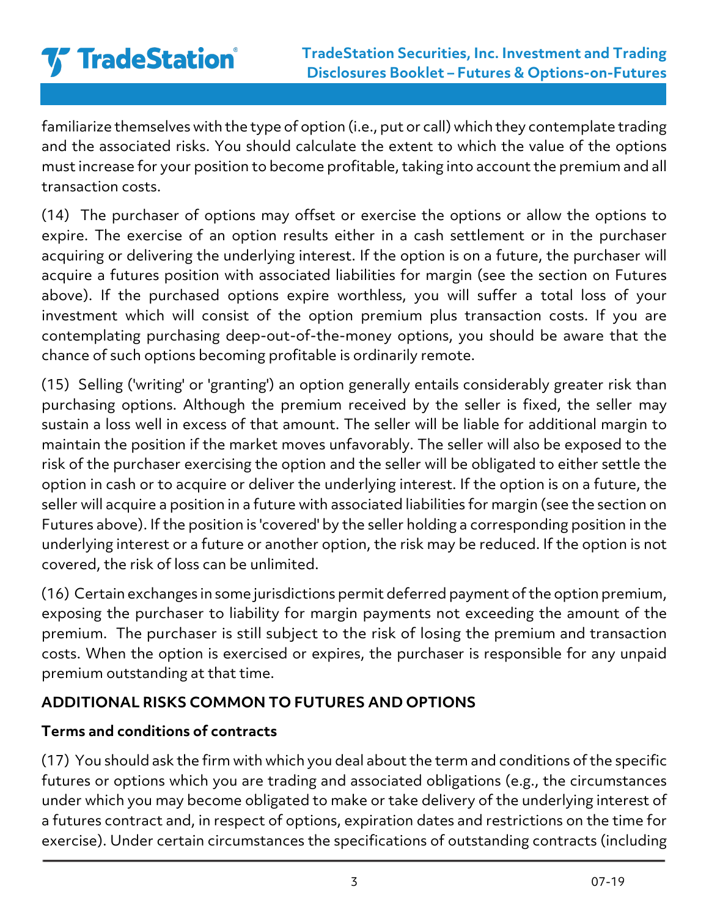familiarize themselves with the type of option (i.e., put or call) which they contemplate trading and the associated risks. You should calculate the extent to which the value of the options must increase for your position to become profitable, taking into account the premium and all transaction costs.

(14) The purchaser of options may offset or exercise the options or allow the options to expire. The exercise of an option results either in a cash settlement or in the purchaser acquiring or delivering the underlying interest. If the option is on a future, the purchaser will acquire a futures position with associated liabilities for margin (see the section on Futures above). If the purchased options expire worthless, you will suffer a total loss of your investment which will consist of the option premium plus transaction costs. If you are contemplating purchasing deep-out-of-the-money options, you should be aware that the chance of such options becoming profitable is ordinarily remote.

(15) Selling ('writing' or 'granting') an option generally entails considerably greater risk than purchasing options. Although the premium received by the seller is fixed, the seller may sustain a loss well in excess of that amount. The seller will be liable for additional margin to maintain the position if the market moves unfavorably. The seller will also be exposed to the risk of the purchaser exercising the option and the seller will be obligated to either settle the option in cash or to acquire or deliver the underlying interest. If the option is on a future, the seller will acquire a position in a future with associated liabilities for margin (see the section on Futures above). If the position is 'covered' by the seller holding a corresponding position in the underlying interest or a future or another option, the risk may be reduced. If the option is not covered, the risk of loss can be unlimited.

(16) Certain exchanges in some jurisdictions permit deferred payment of the option premium, exposing the purchaser to liability for margin payments not exceeding the amount of the premium. The purchaser is still subject to the risk of losing the premium and transaction costs. When the option is exercised or expires, the purchaser is responsible for any unpaid premium outstanding at that time.

## ADDITIONAL RISKS COMMON TO FUTURES AND OPTIONS

### Terms and conditions of contracts

(17) You should ask the firm with which you deal about the term and conditions of the specific futures or options which you are trading and associated obligations (e.g., the circumstances under which you may become obligated to make or take delivery of the underlying interest of a futures contract and, in respect of options, expiration dates and restrictions on the time for exercise). Under certain circumstances the specifications of outstanding contracts (including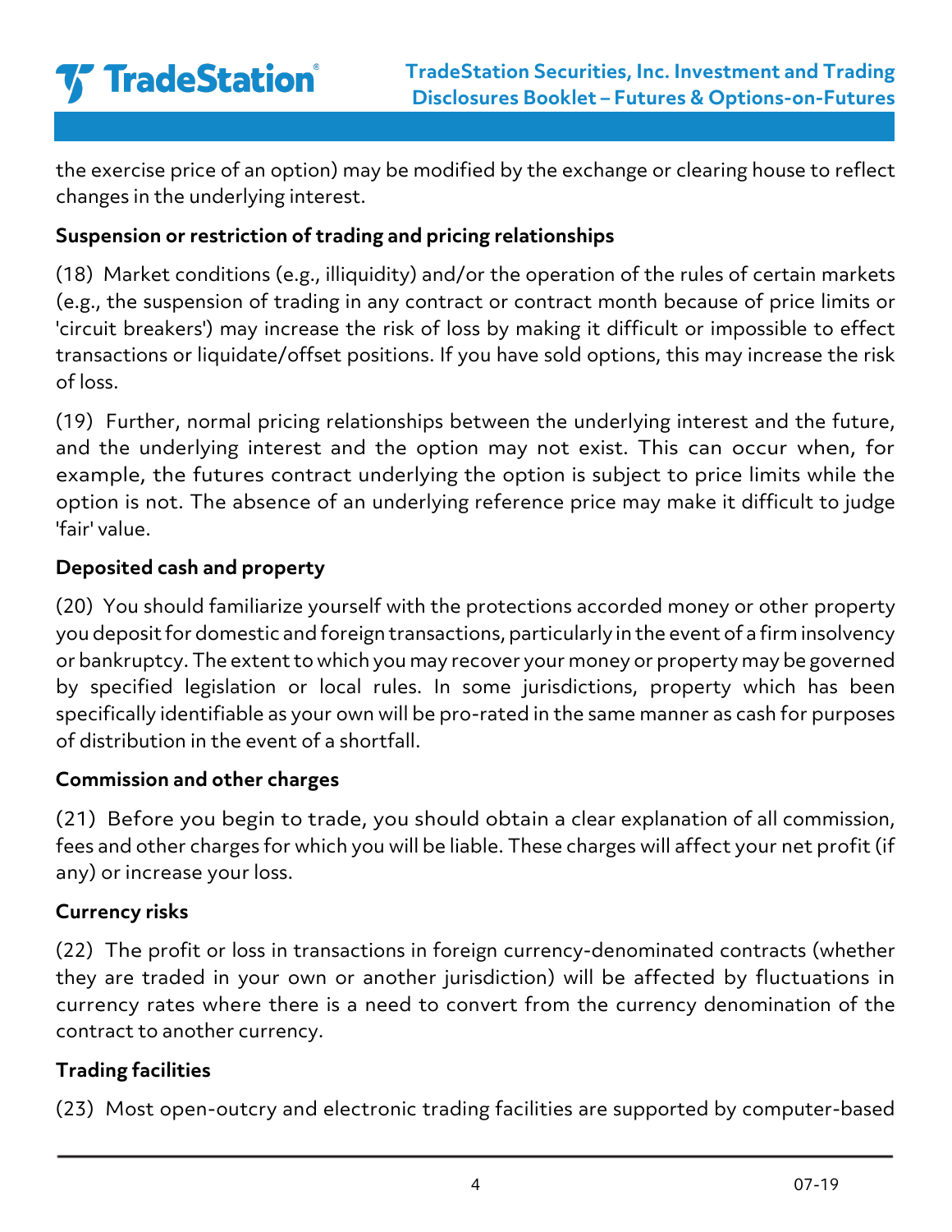the exercise price of an option) may be modified by the exchange or clearing house to reflect changes in the underlying interest.

**Suspension or restriction of trading and pricing relationships**

(18) Market conditions (e.g., illiquidity) and/or the operation of the rules of certain markets (e.g., the suspension of trading in any contract or contract month because of price limits or 'circuit breakers') may increase the risk of loss by making it difficult or impossible to effect transactions or liquidate/offset positions. If you have sold options, this may increase the risk of loss.

(19) Further, normal pricing relationships between the underlying interest and the future, and the underlying interest and the option may not exist. This can occur when, for example, the futures contract underlying the option is subject to price limits while the option is not. The absence of an underlying reference price may make it difficult to judge 'fair' value.

**Deposited cash and property**

(20) You should familiarize yourself with the protections accorded money or other property you deposit for domestic and foreign transactions, particularly in the event of a firm insolvency or bankruptcy. The extent to which you may recover your money or property may be governed by specified legislation or local rules. In some jurisdictions, property which has been specifically identifiable as your own will be pro-rated in the same manner as cash for purposes of distribution in the event of a shortfall.

**Commission and other charges**

(21) Before you begin to trade, you should obtain a clear explanation of all commission, fees and other charges for which you will be liable. These charges will affect your net profit (if any) or increase your loss.

**Currency risks**

(22) The profit or loss in transactions in foreign currency-denominated contracts (whether they are traded in your own or another jurisdiction) will be affected by fluctuations in currency rates where there is a need to convert from the currency denomination of the contract to another currency.

**Trading facilities**

(23) Most open-outcry and electronic trading facilities are supported by computer-based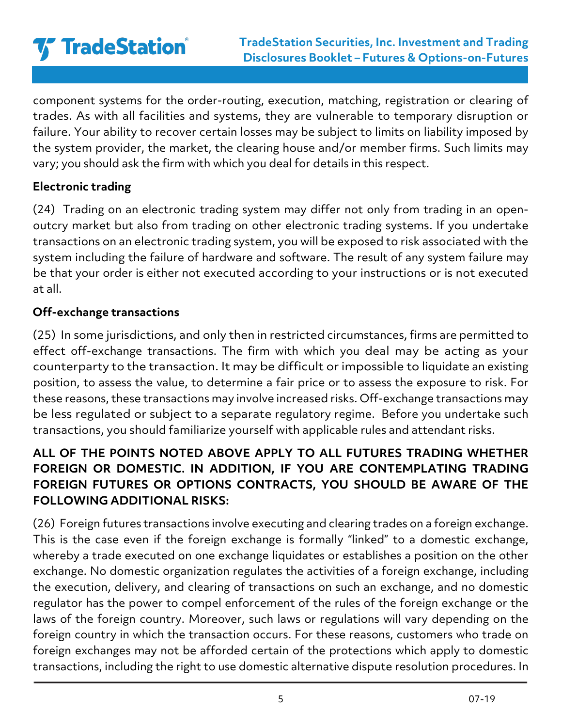component systems for the order-routing, execution, matching, registration or clearing of trades. As with all facilities and systems, they are vulnerable to temporary disruption or failure. Your ability to recover certain losses may be subject to limits on liability imposed by the system provider, the market, the clearing house and/or member firms. Such limits may vary; you should ask the firm with which you deal for details in this respect.

**Electronic trading**

(24) Trading on an electronic trading system may differ not only from trading in an open-outcry market but also from trading on other electronic trading systems. If you undertake transactions on an electronic trading system, you will be exposed to risk associated with the system including the failure of hardware and software. The result of any system failure may be that your order is either not executed according to your instructions or is not executed at all.

**Off-exchange transactions**

(25) In some jurisdictions, and only then in restricted circumstances, firms are permitted to effect off-exchange transactions. The firm with which you deal may be acting as your counterparty to the transaction. It may be difficult or impossible to liquidate an existing position, to assess the value, to determine a fair price or to assess the exposure to risk. For these reasons, these transactions may involve increased risks. Off-exchange transactions may be less regulated or subject to a separate regulatory regime. Before you undertake such transactions, you should familiarize yourself with applicable rules and attendant risks.

**ALL OF THE POINTS NOTED ABOVE APPLY TO ALL FUTURES TRADING WHETHER FOREIGN OR DOMESTIC. IN ADDITION, IF YOU ARE CONTEMPLATING TRADING FOREIGN FUTURES OR OPTIONS CONTRACTS, YOU SHOULD BE AWARE OF THE FOLLOWING ADDITIONAL RISKS:**

(26) Foreign futures transactions involve executing and clearing trades on a foreign exchange. This is the case even if the foreign exchange is formally "linked" to a domestic exchange, whereby a trade executed on one exchange liquidates or establishes a position on the other exchange. No domestic organization regulates the activities of a foreign exchange, including the execution, delivery, and clearing of transactions on such an exchange, and no domestic regulator has the power to compel enforcement of the rules of the foreign exchange or the laws of the foreign country. Moreover, such laws or regulations will vary depending on the foreign country in which the transaction occurs. For these reasons, customers who trade on foreign exchanges may not be afforded certain of the protections which apply to domestic transactions, including the right to use domestic alternative dispute resolution procedures. In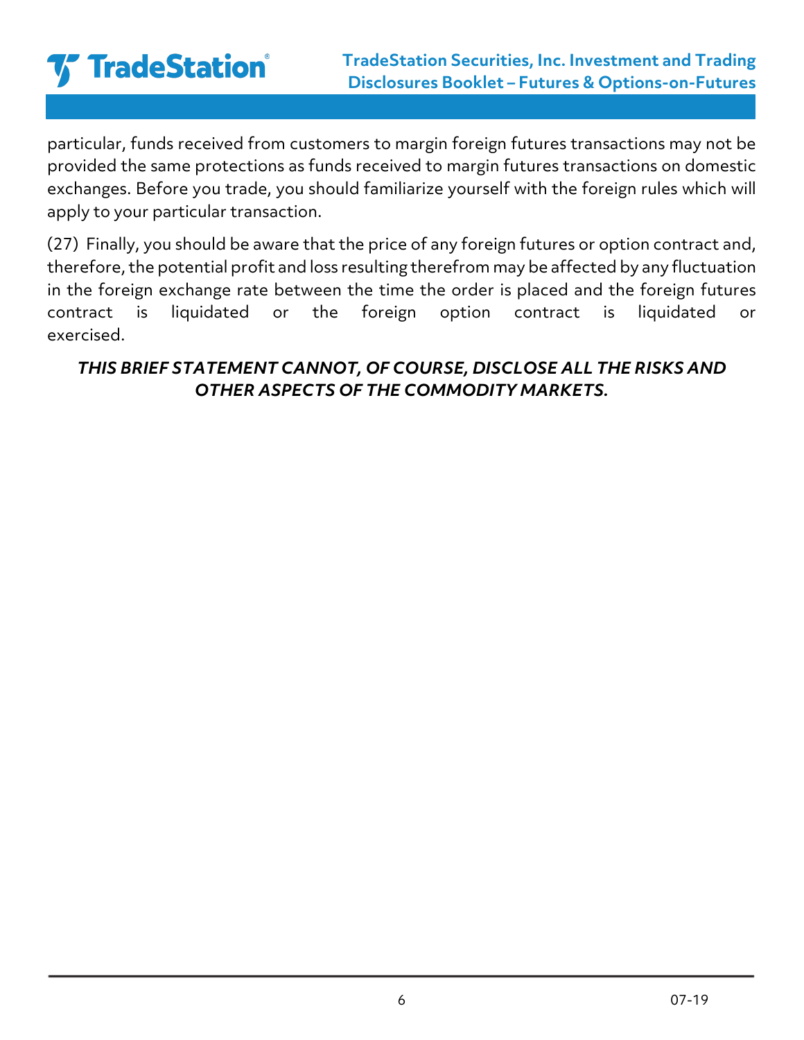particular, funds received from customers to margin foreign futures transactions may not be provided the same protections as funds received to margin futures transactions on domestic exchanges. Before you trade, you should familiarize yourself with the foreign rules which will apply to your particular transaction.

(27) Finally, you should be aware that the price of any foreign futures or option contract and, therefore, the potential profit and loss resulting therefrom may be affected by any fluctuation in the foreign exchange rate between the time the order is placed and the foreign futures contract is liquidated or the foreign option contract is liquidated or exercised.

***THIS BRIEF STATEMENT CANNOT, OF COURSE, DISCLOSE ALL THE RISKS AND OTHER ASPECTS OF THE COMMODITY MARKETS.***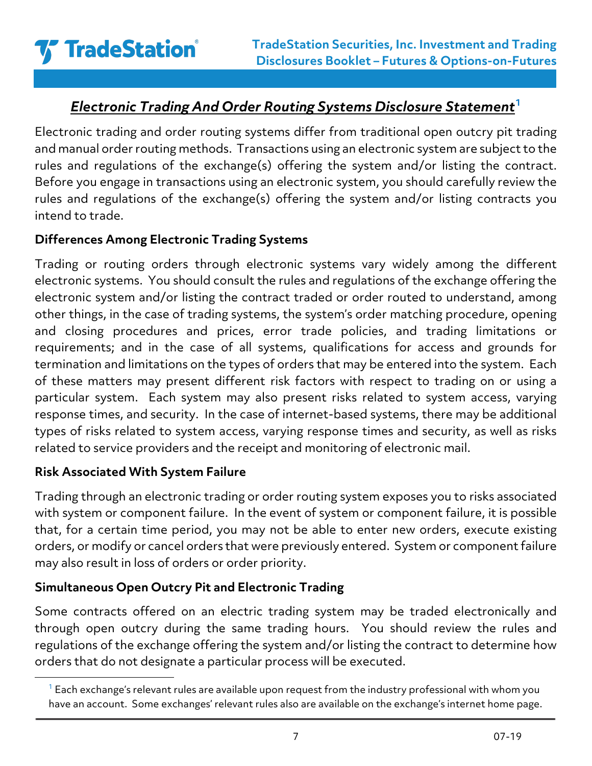## ***Electronic Trading And Order Routing Systems Disclosure Statement***[1]

Electronic trading and order routing systems differ from traditional open outcry pit trading and manual order routing methods. Transactions using an electronic system are subject to the rules and regulations of the exchange(s) offering the system and/or listing the contract. Before you engage in transactions using an electronic system, you should carefully review the rules and regulations of the exchange(s) offering the system and/or listing contracts you intend to trade.

**Differences Among Electronic Trading Systems**

Trading or routing orders through electronic systems vary widely among the different electronic systems. You should consult the rules and regulations of the exchange offering the electronic system and/or listing the contract traded or order routed to understand, among other things, in the case of trading systems, the system's order matching procedure, opening and closing procedures and prices, error trade policies, and trading limitations or requirements; and in the case of all systems, qualifications for access and grounds for termination and limitations on the types of orders that may be entered into the system. Each of these matters may present different risk factors with respect to trading on or using a particular system. Each system may also present risks related to system access, varying response times, and security. In the case of internet-based systems, there may be additional types of risks related to system access, varying response times and security, as well as risks related to service providers and the receipt and monitoring of electronic mail.

**Risk Associated With System Failure**

Trading through an electronic trading or order routing system exposes you to risks associated with system or component failure. In the event of system or component failure, it is possible that, for a certain time period, you may not be able to enter new orders, execute existing orders, or modify or cancel orders that were previously entered. System or component failure may also result in loss of orders or order priority.

**Simultaneous Open Outcry Pit and Electronic Trading**

Some contracts offered on an electric trading system may be traded electronically and through open outcry during the same trading hours. You should review the rules and regulations of the exchange offering the system and/or listing the contract to determine how orders that do not designate a particular process will be executed.

---

[1] Each exchange's relevant rules are available upon request from the industry professional with whom you have an account. Some exchanges' relevant rules also are available on the exchange's internet home page.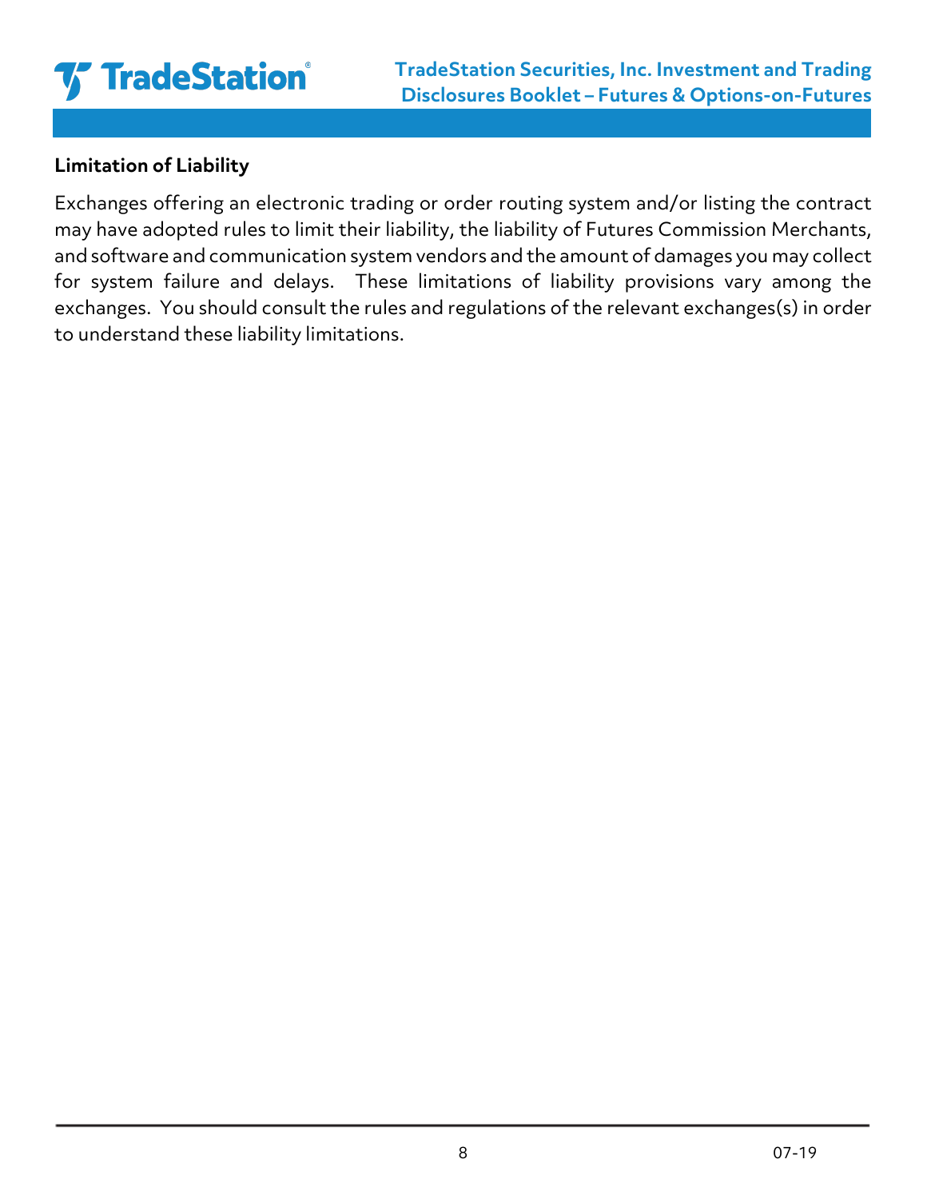**Limitation of Liability**

Exchanges offering an electronic trading or order routing system and/or listing the contract may have adopted rules to limit their liability, the liability of Futures Commission Merchants, and software and communication system vendors and the amount of damages you may collect for system failure and delays. These limitations of liability provisions vary among the exchanges. You should consult the rules and regulations of the relevant exchanges(s) in order to understand these liability limitations.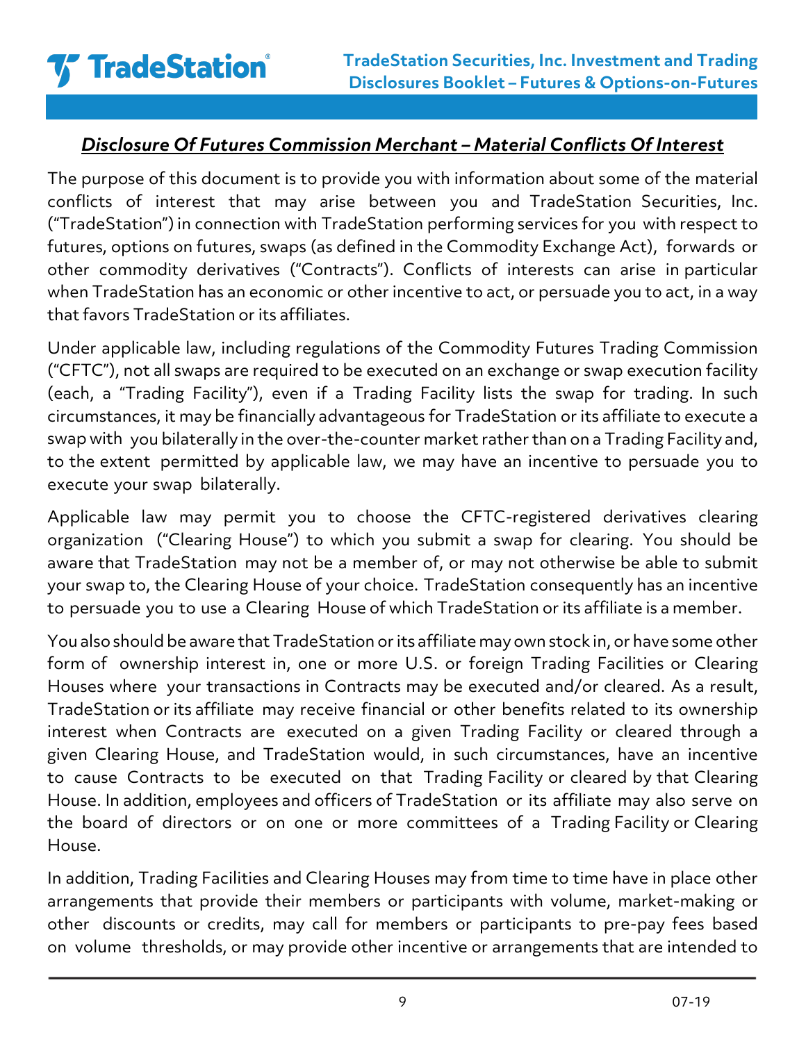## ***Disclosure Of Futures Commission Merchant – Material Conflicts Of Interest***

The purpose of this document is to provide you with information about some of the material conflicts of interest that may arise between you and TradeStation Securities, Inc. ("TradeStation") in connection with TradeStation performing services for you with respect to futures, options on futures, swaps (as defined in the Commodity Exchange Act), forwards or other commodity derivatives ("Contracts"). Conflicts of interests can arise in particular when TradeStation has an economic or other incentive to act, or persuade you to act, in a way that favors TradeStation or its affiliates.

Under applicable law, including regulations of the Commodity Futures Trading Commission ("CFTC"), not all swaps are required to be executed on an exchange or swap execution facility (each, a "Trading Facility"), even if a Trading Facility lists the swap for trading. In such circumstances, it may be financially advantageous for TradeStation or its affiliate to execute a swap with you bilaterally in the over-the-counter market rather than on a Trading Facility and, to the extent permitted by applicable law, we may have an incentive to persuade you to execute your swap bilaterally.

Applicable law may permit you to choose the CFTC-registered derivatives clearing organization ("Clearing House") to which you submit a swap for clearing. You should be aware that TradeStation may not be a member of, or may not otherwise be able to submit your swap to, the Clearing House of your choice. TradeStation consequently has an incentive to persuade you to use a Clearing House of which TradeStation or its affiliate is a member.

You also should be aware that TradeStation or its affiliate may own stock in, or have some other form of ownership interest in, one or more U.S. or foreign Trading Facilities or Clearing Houses where your transactions in Contracts may be executed and/or cleared. As a result, TradeStation or its affiliate may receive financial or other benefits related to its ownership interest when Contracts are executed on a given Trading Facility or cleared through a given Clearing House, and TradeStation would, in such circumstances, have an incentive to cause Contracts to be executed on that Trading Facility or cleared by that Clearing House. In addition, employees and officers of TradeStation or its affiliate may also serve on the board of directors or on one or more committees of a Trading Facility or Clearing House.

In addition, Trading Facilities and Clearing Houses may from time to time have in place other arrangements that provide their members or participants with volume, market-making or other discounts or credits, may call for members or participants to pre-pay fees based on volume thresholds, or may provide other incentive or arrangements that are intended to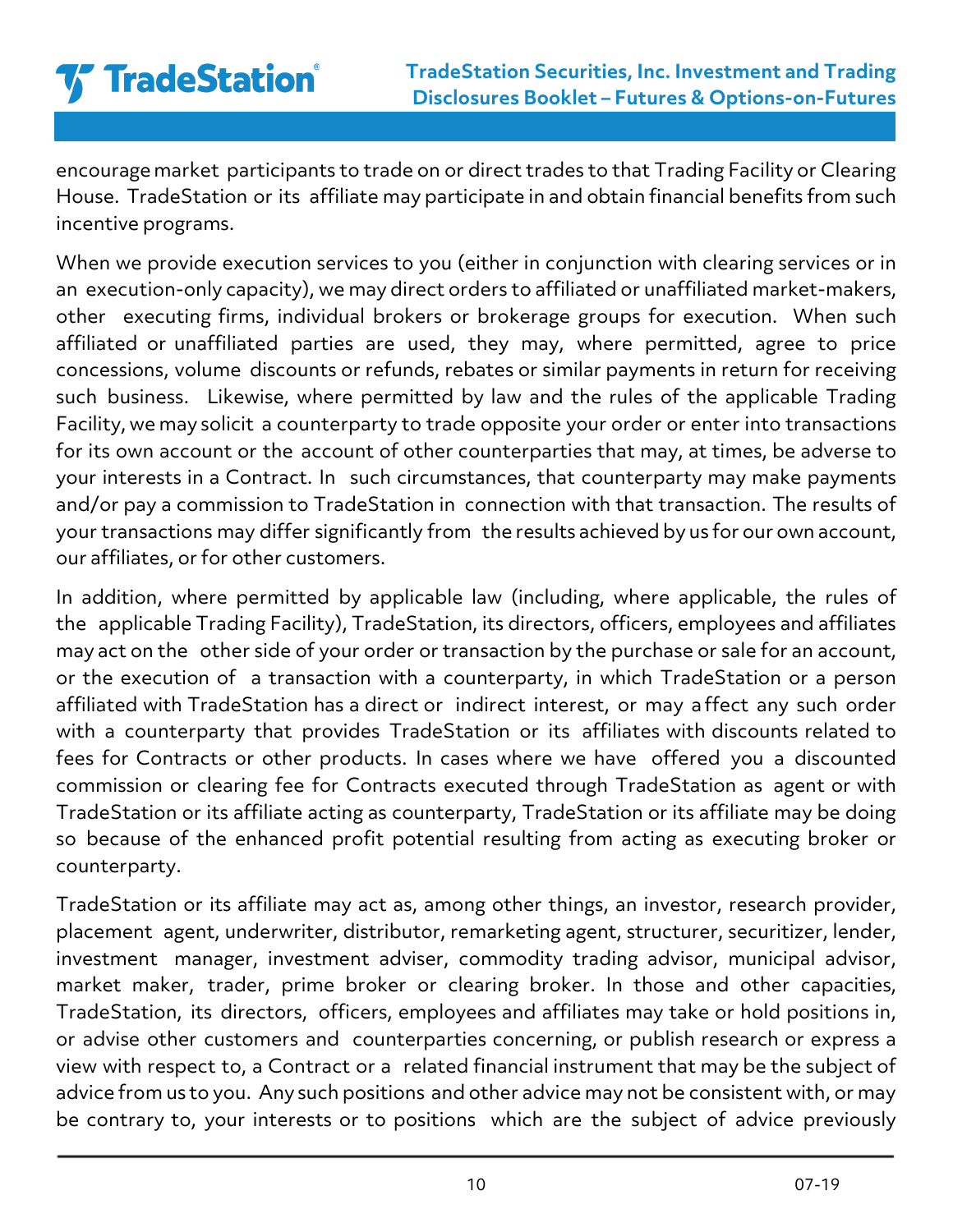encourage market participants to trade on or direct trades to that Trading Facility or Clearing House. TradeStation or its affiliate may participate in and obtain financial benefits from such incentive programs.

When we provide execution services to you (either in conjunction with clearing services or in an execution-only capacity), we may direct orders to affiliated or unaffiliated market-makers, other executing firms, individual brokers or brokerage groups for execution. When such affiliated or unaffiliated parties are used, they may, where permitted, agree to price concessions, volume discounts or refunds, rebates or similar payments in return for receiving such business. Likewise, where permitted by law and the rules of the applicable Trading Facility, we may solicit a counterparty to trade opposite your order or enter into transactions for its own account or the account of other counterparties that may, at times, be adverse to your interests in a Contract. In such circumstances, that counterparty may make payments and/or pay a commission to TradeStation in connection with that transaction. The results of your transactions may differ significantly from the results achieved by us for our own account, our affiliates, or for other customers.

In addition, where permitted by applicable law (including, where applicable, the rules of the applicable Trading Facility), TradeStation, its directors, officers, employees and affiliates may act on the other side of your order or transaction by the purchase or sale for an account, or the execution of a transaction with a counterparty, in which TradeStation or a person affiliated with TradeStation has a direct or indirect interest, or may affect any such order with a counterparty that provides TradeStation or its affiliates with discounts related to fees for Contracts or other products. In cases where we have offered you a discounted commission or clearing fee for Contracts executed through TradeStation as agent or with TradeStation or its affiliate acting as counterparty, TradeStation or its affiliate may be doing so because of the enhanced profit potential resulting from acting as executing broker or counterparty.

TradeStation or its affiliate may act as, among other things, an investor, research provider, placement agent, underwriter, distributor, remarketing agent, structurer, securitizer, lender, investment manager, investment adviser, commodity trading advisor, municipal advisor, market maker, trader, prime broker or clearing broker. In those and other capacities, TradeStation, its directors, officers, employees and affiliates may take or hold positions in, or advise other customers and counterparties concerning, or publish research or express a view with respect to, a Contract or a related financial instrument that may be the subject of advice from us to you. Any such positions and other advice may not be consistent with, or may be contrary to, your interests or to positions which are the subject of advice previously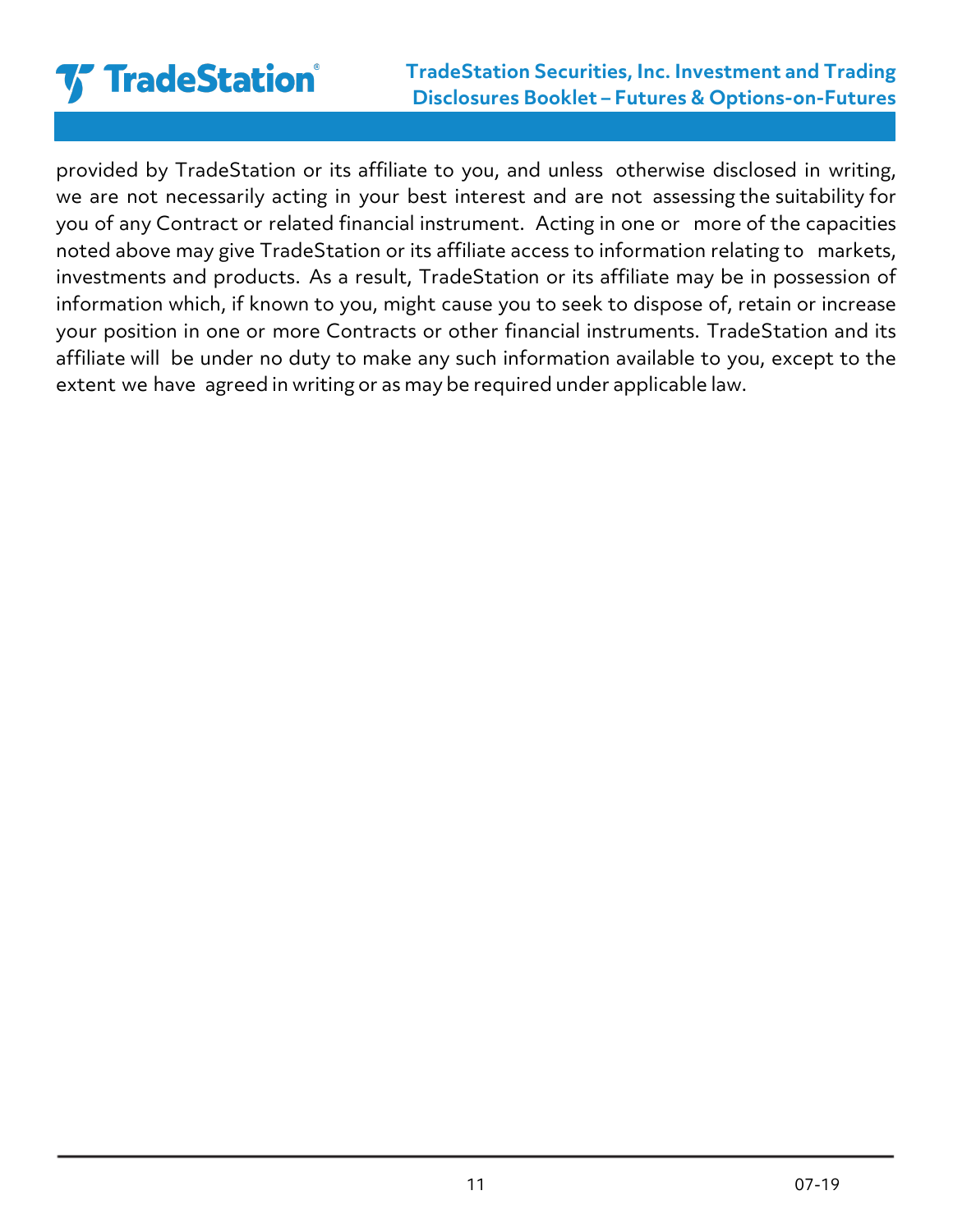provided by TradeStation or its affiliate to you, and unless otherwise disclosed in writing, we are not necessarily acting in your best interest and are not assessing the suitability for you of any Contract or related financial instrument. Acting in one or more of the capacities noted above may give TradeStation or its affiliate access to information relating to markets, investments and products. As a result, TradeStation or its affiliate may be in possession of information which, if known to you, might cause you to seek to dispose of, retain or increase your position in one or more Contracts or other financial instruments. TradeStation and its affiliate will be under no duty to make any such information available to you, except to the extent we have agreed in writing or as may be required under applicable law.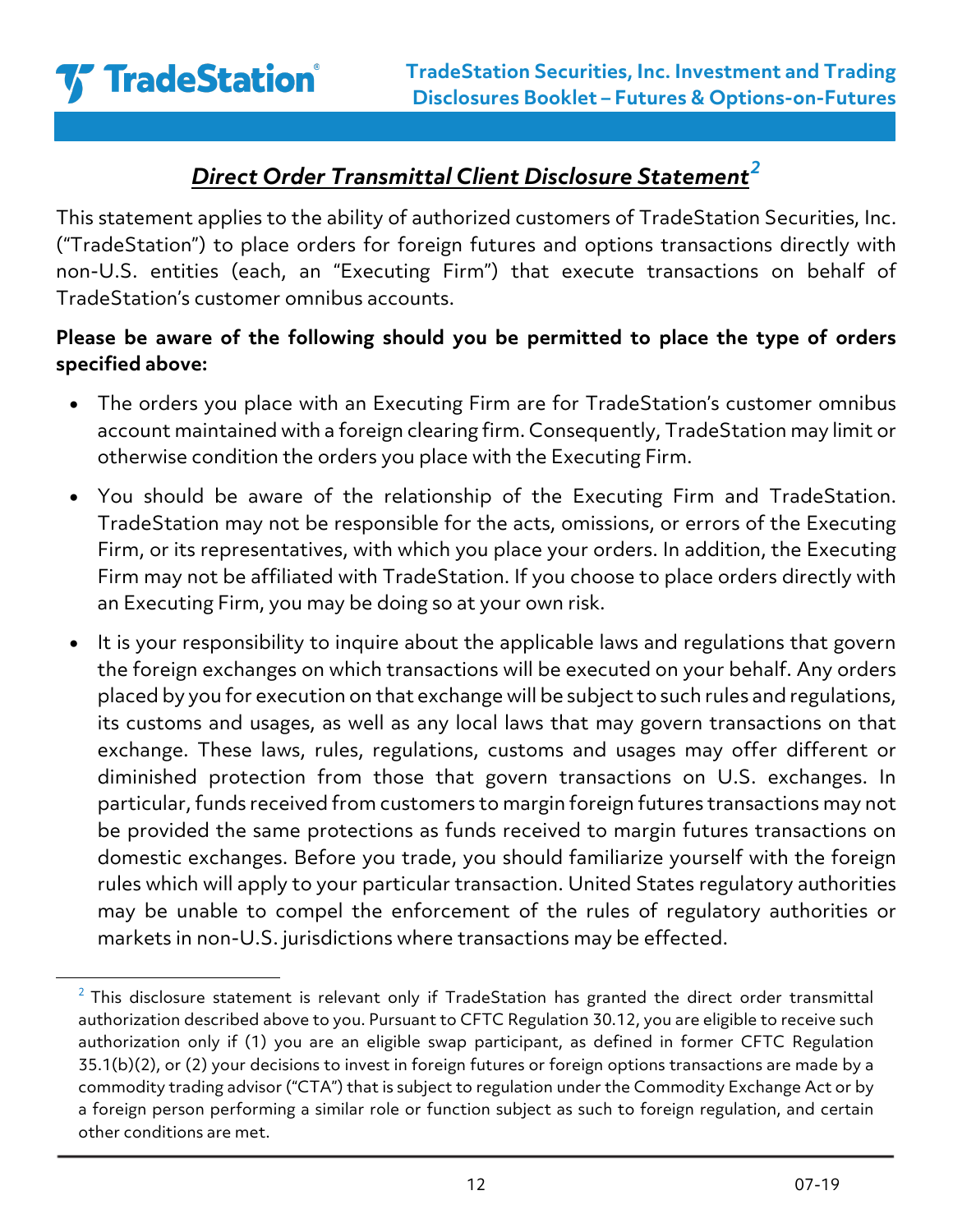## *Direct Order Transmittal Client Disclosure Statement*[2]

This statement applies to the ability of authorized customers of TradeStation Securities, Inc. ("TradeStation") to place orders for foreign futures and options transactions directly with non-U.S. entities (each, an "Executing Firm") that execute transactions on behalf of TradeStation's customer omnibus accounts.

**Please be aware of the following should you be permitted to place the type of orders specified above:**

- The orders you place with an Executing Firm are for TradeStation's customer omnibus account maintained with a foreign clearing firm. Consequently, TradeStation may limit or otherwise condition the orders you place with the Executing Firm.
- You should be aware of the relationship of the Executing Firm and TradeStation. TradeStation may not be responsible for the acts, omissions, or errors of the Executing Firm, or its representatives, with which you place your orders. In addition, the Executing Firm may not be affiliated with TradeStation. If you choose to place orders directly with an Executing Firm, you may be doing so at your own risk.
- It is your responsibility to inquire about the applicable laws and regulations that govern the foreign exchanges on which transactions will be executed on your behalf. Any orders placed by you for execution on that exchange will be subject to such rules and regulations, its customs and usages, as well as any local laws that may govern transactions on that exchange. These laws, rules, regulations, customs and usages may offer different or diminished protection from those that govern transactions on U.S. exchanges. In particular, funds received from customers to margin foreign futures transactions may not be provided the same protections as funds received to margin futures transactions on domestic exchanges. Before you trade, you should familiarize yourself with the foreign rules which will apply to your particular transaction. United States regulatory authorities may be unable to compel the enforcement of the rules of regulatory authorities or markets in non-U.S. jurisdictions where transactions may be effected.

---

[2] This disclosure statement is relevant only if TradeStation has granted the direct order transmittal authorization described above to you. Pursuant to CFTC Regulation 30.12, you are eligible to receive such authorization only if (1) you are an eligible swap participant, as defined in former CFTC Regulation 35.1(b)(2), or (2) your decisions to invest in foreign futures or foreign options transactions are made by a commodity trading advisor ("CTA") that is subject to regulation under the Commodity Exchange Act or by a foreign person performing a similar role or function subject as such to foreign regulation, and certain other conditions are met.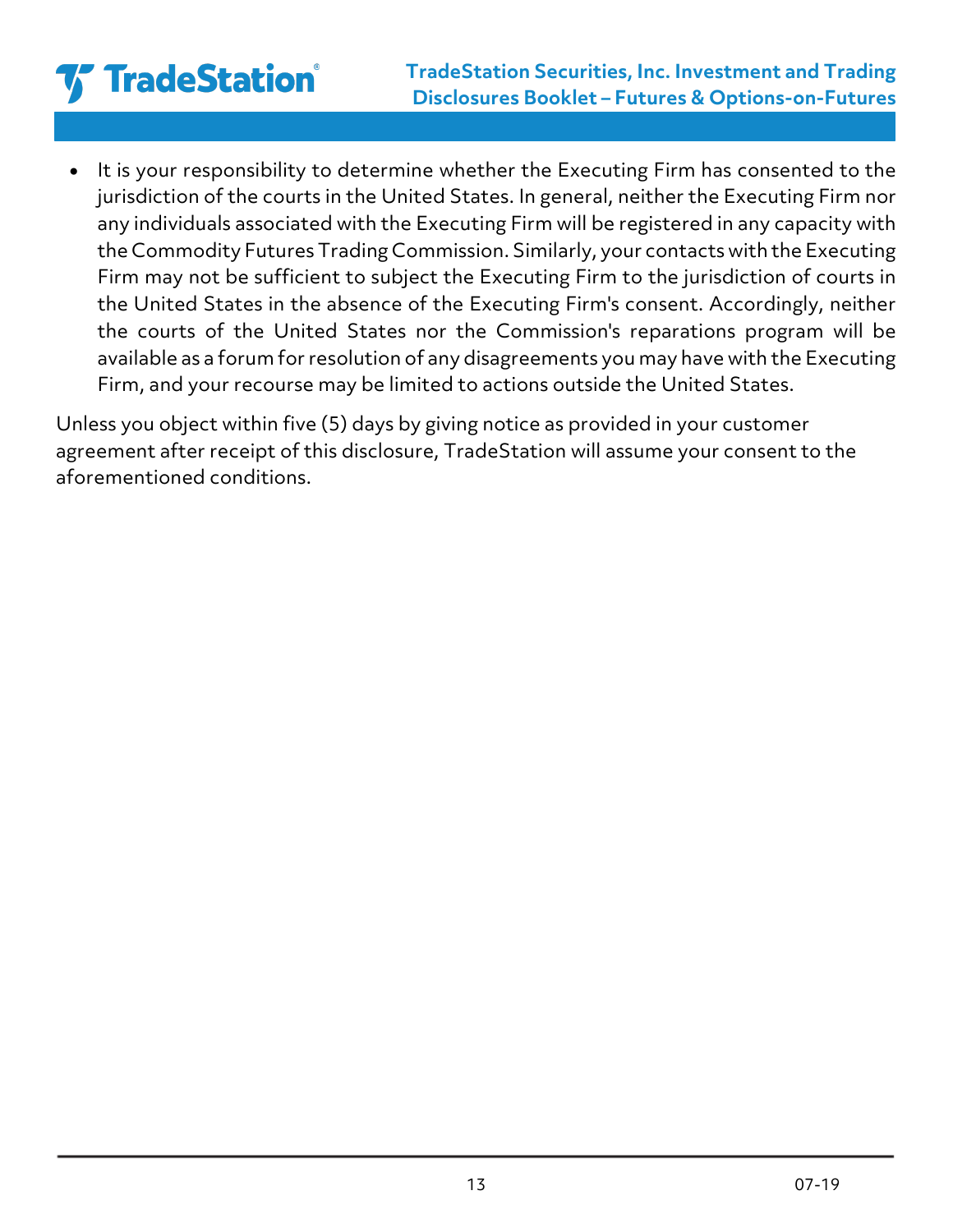- It is your responsibility to determine whether the Executing Firm has consented to the jurisdiction of the courts in the United States. In general, neither the Executing Firm nor any individuals associated with the Executing Firm will be registered in any capacity with the Commodity Futures Trading Commission. Similarly, your contacts with the Executing Firm may not be sufficient to subject the Executing Firm to the jurisdiction of courts in the United States in the absence of the Executing Firm's consent. Accordingly, neither the courts of the United States nor the Commission's reparations program will be available as a forum for resolution of any disagreements you may have with the Executing Firm, and your recourse may be limited to actions outside the United States.

Unless you object within five (5) days by giving notice as provided in your customer agreement after receipt of this disclosure, TradeStation will assume your consent to the aforementioned conditions.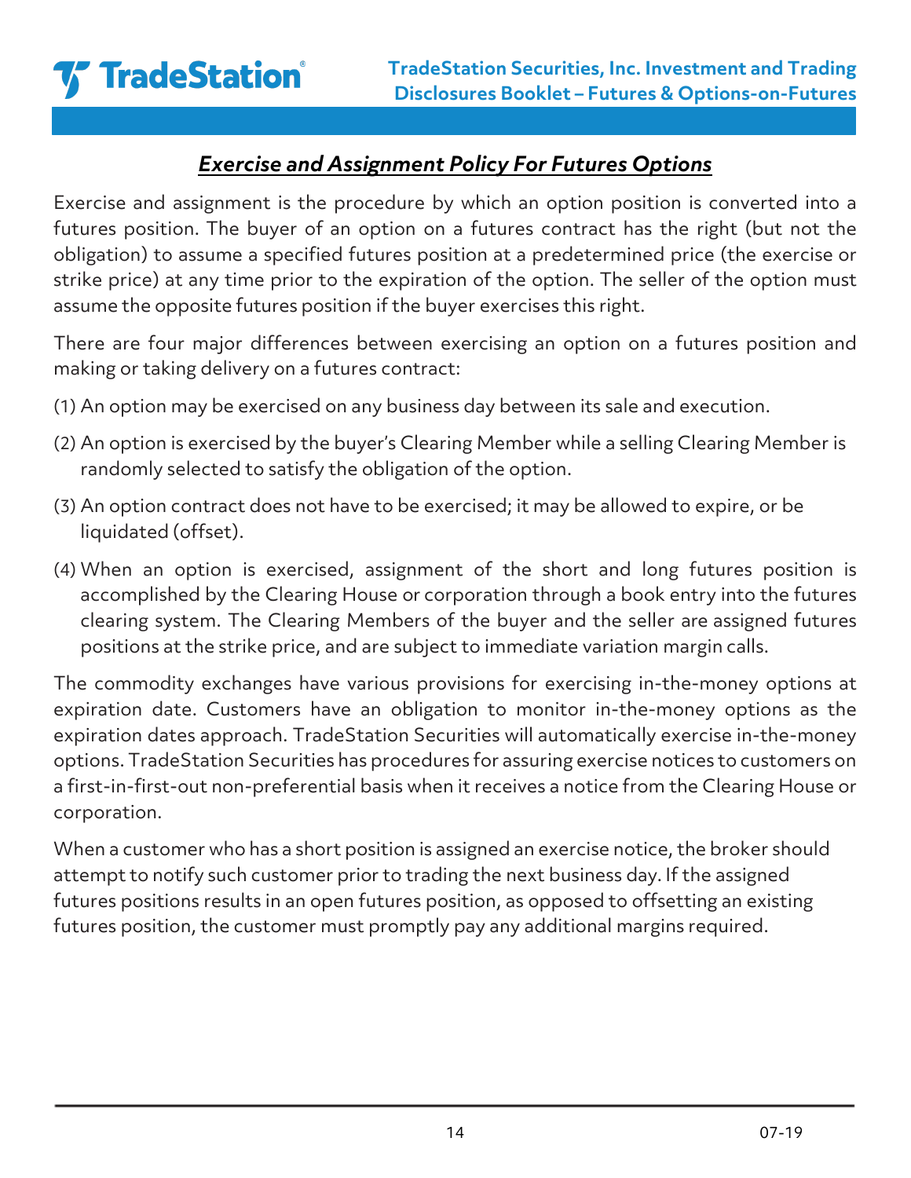## ***Exercise and Assignment Policy For Futures Options***

Exercise and assignment is the procedure by which an option position is converted into a futures position. The buyer of an option on a futures contract has the right (but not the obligation) to assume a specified futures position at a predetermined price (the exercise or strike price) at any time prior to the expiration of the option. The seller of the option must assume the opposite futures position if the buyer exercises this right.

There are four major differences between exercising an option on a futures position and making or taking delivery on a futures contract:

(1) An option may be exercised on any business day between its sale and execution.

(2) An option is exercised by the buyer's Clearing Member while a selling Clearing Member is randomly selected to satisfy the obligation of the option.

(3) An option contract does not have to be exercised; it may be allowed to expire, or be liquidated (offset).

(4) When an option is exercised, assignment of the short and long futures position is accomplished by the Clearing House or corporation through a book entry into the futures clearing system. The Clearing Members of the buyer and the seller are assigned futures positions at the strike price, and are subject to immediate variation margin calls.

The commodity exchanges have various provisions for exercising in-the-money options at expiration date. Customers have an obligation to monitor in-the-money options as the expiration dates approach. TradeStation Securities will automatically exercise in-the-money options. TradeStation Securities has procedures for assuring exercise notices to customers on a first-in-first-out non-preferential basis when it receives a notice from the Clearing House or corporation.

When a customer who has a short position is assigned an exercise notice, the broker should attempt to notify such customer prior to trading the next business day. If the assigned futures positions results in an open futures position, as opposed to offsetting an existing futures position, the customer must promptly pay any additional margins required.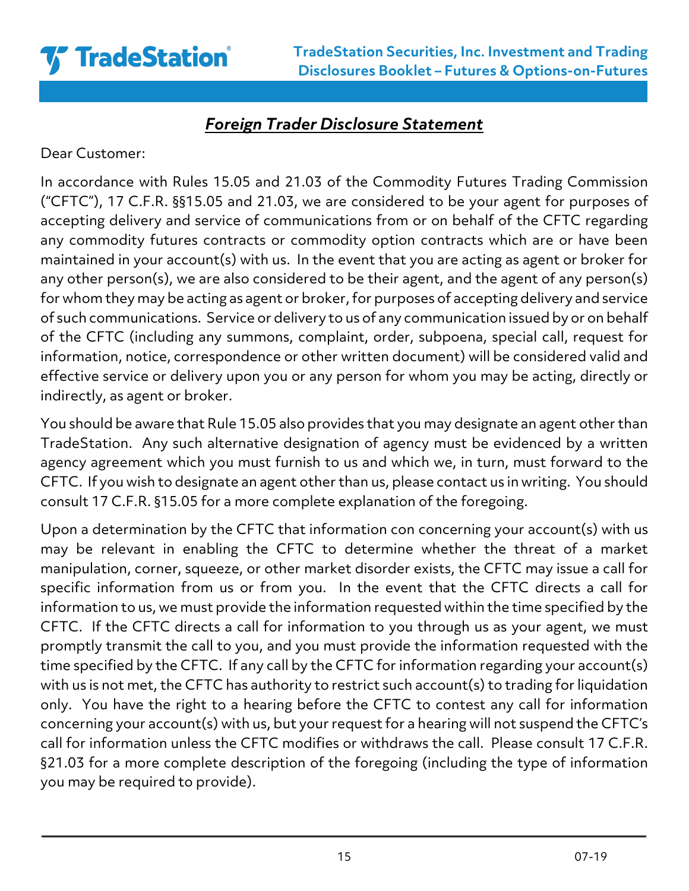## ***Foreign Trader Disclosure Statement***

Dear Customer:

In accordance with Rules 15.05 and 21.03 of the Commodity Futures Trading Commission ("CFTC"), 17 C.F.R. §§15.05 and 21.03, we are considered to be your agent for purposes of accepting delivery and service of communications from or on behalf of the CFTC regarding any commodity futures contracts or commodity option contracts which are or have been maintained in your account(s) with us. In the event that you are acting as agent or broker for any other person(s), we are also considered to be their agent, and the agent of any person(s) for whom they may be acting as agent or broker, for purposes of accepting delivery and service of such communications. Service or delivery to us of any communication issued by or on behalf of the CFTC (including any summons, complaint, order, subpoena, special call, request for information, notice, correspondence or other written document) will be considered valid and effective service or delivery upon you or any person for whom you may be acting, directly or indirectly, as agent or broker.

You should be aware that Rule 15.05 also provides that you may designate an agent other than TradeStation. Any such alternative designation of agency must be evidenced by a written agency agreement which you must furnish to us and which we, in turn, must forward to the CFTC. If you wish to designate an agent other than us, please contact us in writing. You should consult 17 C.F.R. §15.05 for a more complete explanation of the foregoing.

Upon a determination by the CFTC that information con concerning your account(s) with us may be relevant in enabling the CFTC to determine whether the threat of a market manipulation, corner, squeeze, or other market disorder exists, the CFTC may issue a call for specific information from us or from you. In the event that the CFTC directs a call for information to us, we must provide the information requested within the time specified by the CFTC. If the CFTC directs a call for information to you through us as your agent, we must promptly transmit the call to you, and you must provide the information requested with the time specified by the CFTC. If any call by the CFTC for information regarding your account(s) with us is not met, the CFTC has authority to restrict such account(s) to trading for liquidation only. You have the right to a hearing before the CFTC to contest any call for information concerning your account(s) with us, but your request for a hearing will not suspend the CFTC's call for information unless the CFTC modifies or withdraws the call. Please consult 17 C.F.R. §21.03 for a more complete description of the foregoing (including the type of information you may be required to provide).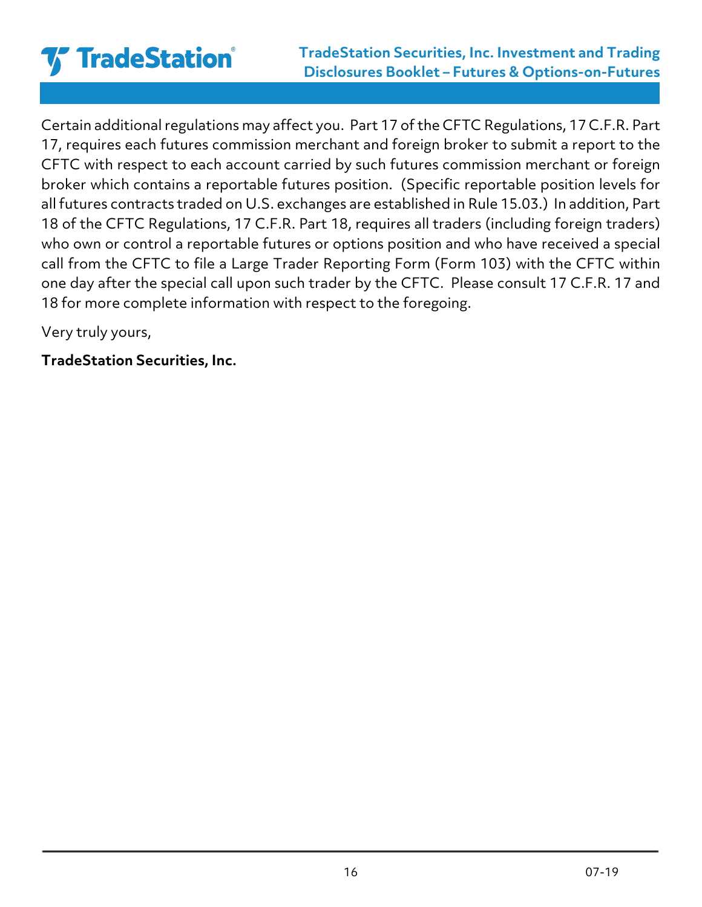Certain additional regulations may affect you. Part 17 of the CFTC Regulations, 17 C.F.R. Part 17, requires each futures commission merchant and foreign broker to submit a report to the CFTC with respect to each account carried by such futures commission merchant or foreign broker which contains a reportable futures position. (Specific reportable position levels for all futures contracts traded on U.S. exchanges are established in Rule 15.03.) In addition, Part 18 of the CFTC Regulations, 17 C.F.R. Part 18, requires all traders (including foreign traders) who own or control a reportable futures or options position and who have received a special call from the CFTC to file a Large Trader Reporting Form (Form 103) with the CFTC within one day after the special call upon such trader by the CFTC. Please consult 17 C.F.R. 17 and 18 for more complete information with respect to the foregoing.

Very truly yours,

**TradeStation Securities, Inc.**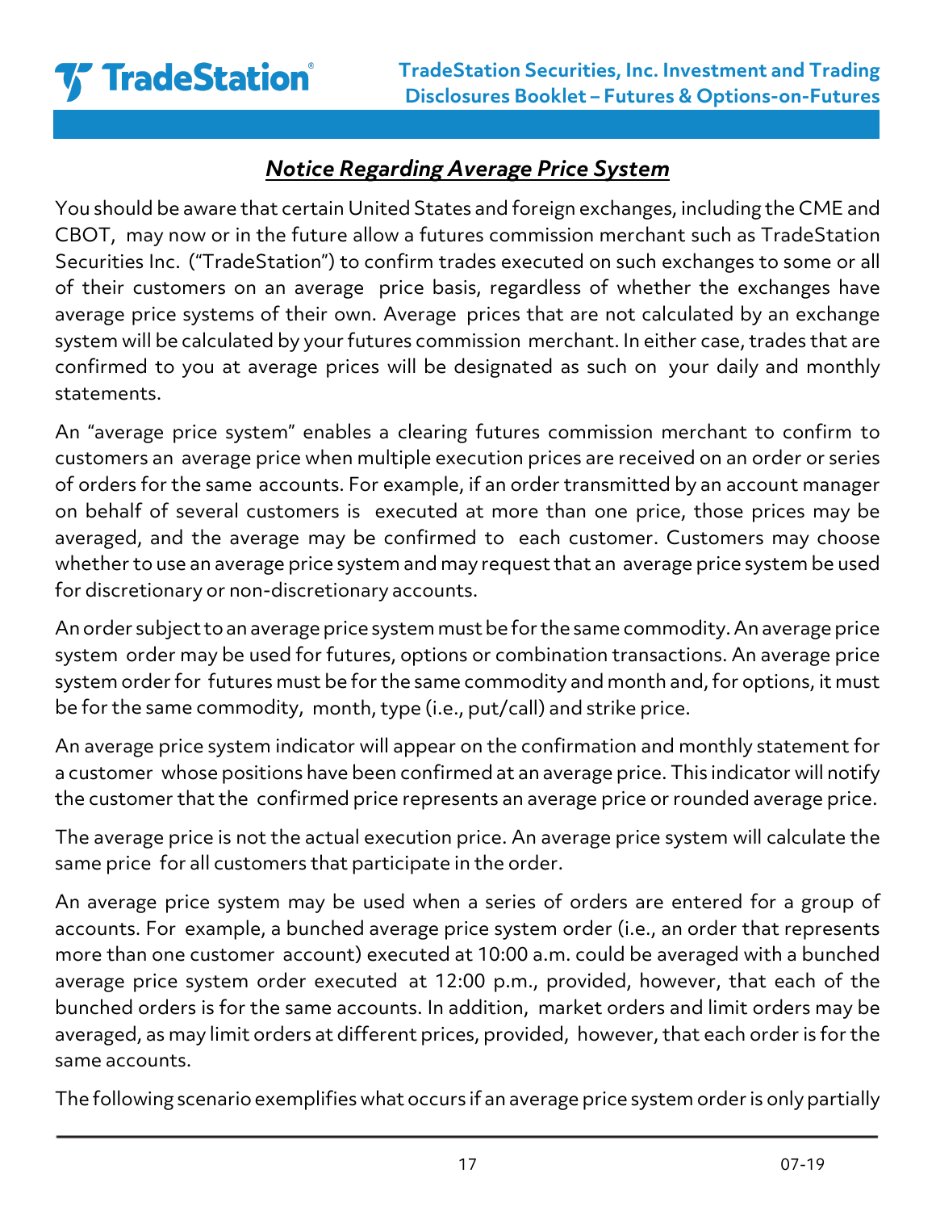## ***Notice Regarding Average Price System***

You should be aware that certain United States and foreign exchanges, including the CME and CBOT, may now or in the future allow a futures commission merchant such as TradeStation Securities Inc. ("TradeStation") to confirm trades executed on such exchanges to some or all of their customers on an average price basis, regardless of whether the exchanges have average price systems of their own. Average prices that are not calculated by an exchange system will be calculated by your futures commission merchant. In either case, trades that are confirmed to you at average prices will be designated as such on your daily and monthly statements.

An "average price system" enables a clearing futures commission merchant to confirm to customers an average price when multiple execution prices are received on an order or series of orders for the same accounts. For example, if an order transmitted by an account manager on behalf of several customers is executed at more than one price, those prices may be averaged, and the average may be confirmed to each customer. Customers may choose whether to use an average price system and may request that an average price system be used for discretionary or non-discretionary accounts.

An order subject to an average price system must be for the same commodity. An average price system order may be used for futures, options or combination transactions. An average price system order for futures must be for the same commodity and month and, for options, it must be for the same commodity, month, type (i.e., put/call) and strike price.

An average price system indicator will appear on the confirmation and monthly statement for a customer whose positions have been confirmed at an average price. This indicator will notify the customer that the confirmed price represents an average price or rounded average price.

The average price is not the actual execution price. An average price system will calculate the same price for all customers that participate in the order.

An average price system may be used when a series of orders are entered for a group of accounts. For example, a bunched average price system order (i.e., an order that represents more than one customer account) executed at 10:00 a.m. could be averaged with a bunched average price system order executed at 12:00 p.m., provided, however, that each of the bunched orders is for the same accounts. In addition, market orders and limit orders may be averaged, as may limit orders at different prices, provided, however, that each order is for the same accounts.

The following scenario exemplifies what occurs if an average price system order is only partially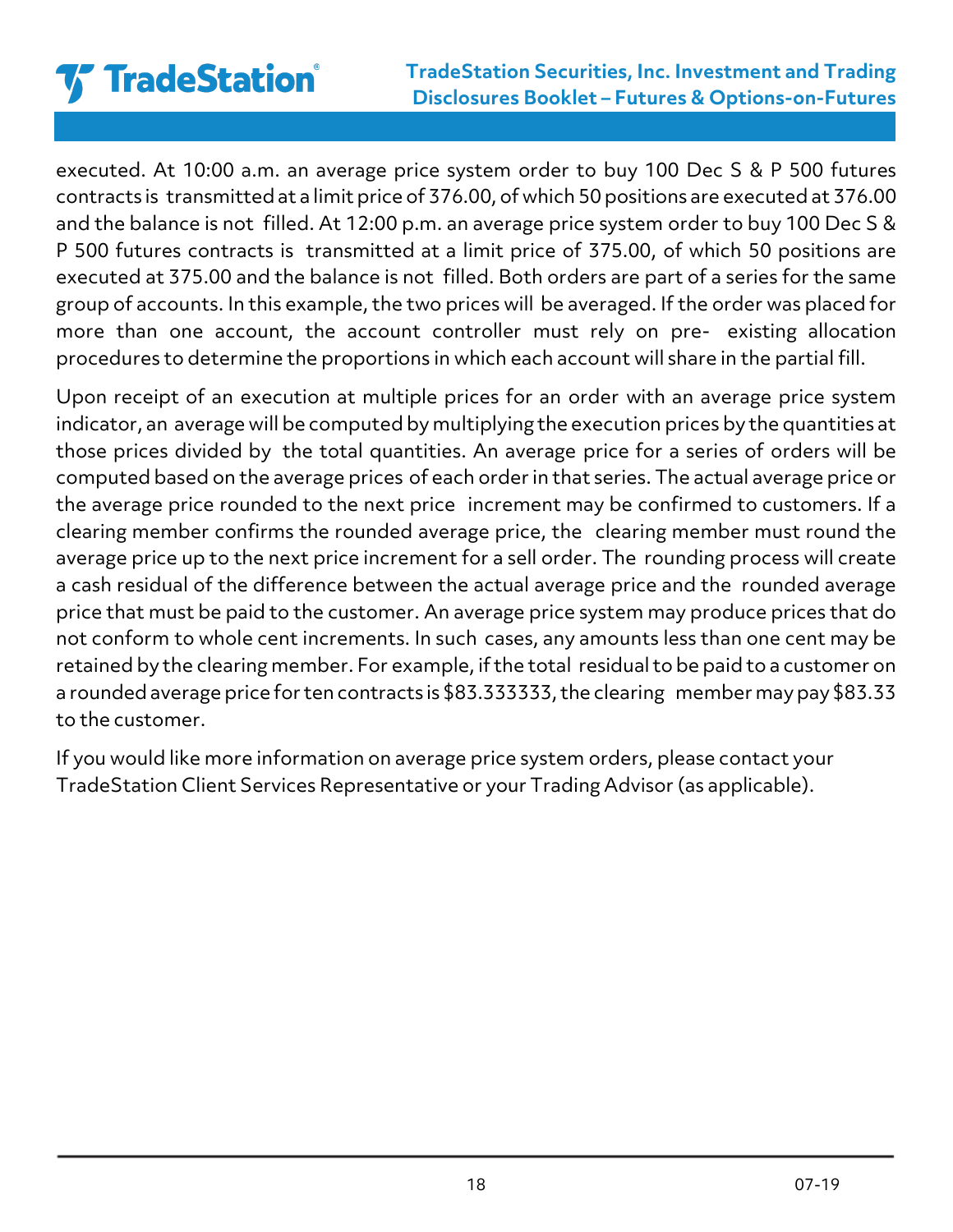executed. At 10:00 a.m. an average price system order to buy 100 Dec S & P 500 futures contracts is transmitted at a limit price of 376.00, of which 50 positions are executed at 376.00 and the balance is not filled. At 12:00 p.m. an average price system order to buy 100 Dec S & P 500 futures contracts is transmitted at a limit price of 375.00, of which 50 positions are executed at 375.00 and the balance is not filled. Both orders are part of a series for the same group of accounts. In this example, the two prices will be averaged. If the order was placed for more than one account, the account controller must rely on pre- existing allocation procedures to determine the proportions in which each account will share in the partial fill.

Upon receipt of an execution at multiple prices for an order with an average price system indicator, an average will be computed by multiplying the execution prices by the quantities at those prices divided by the total quantities. An average price for a series of orders will be computed based on the average prices of each order in that series. The actual average price or the average price rounded to the next price increment may be confirmed to customers. If a clearing member confirms the rounded average price, the clearing member must round the average price up to the next price increment for a sell order. The rounding process will create a cash residual of the difference between the actual average price and the rounded average price that must be paid to the customer. An average price system may produce prices that do not conform to whole cent increments. In such cases, any amounts less than one cent may be retained by the clearing member. For example, if the total residual to be paid to a customer on a rounded average price for ten contracts is $83.333333, the clearing member may pay $83.33 to the customer.

If you would like more information on average price system orders, please contact your TradeStation Client Services Representative or your Trading Advisor (as applicable).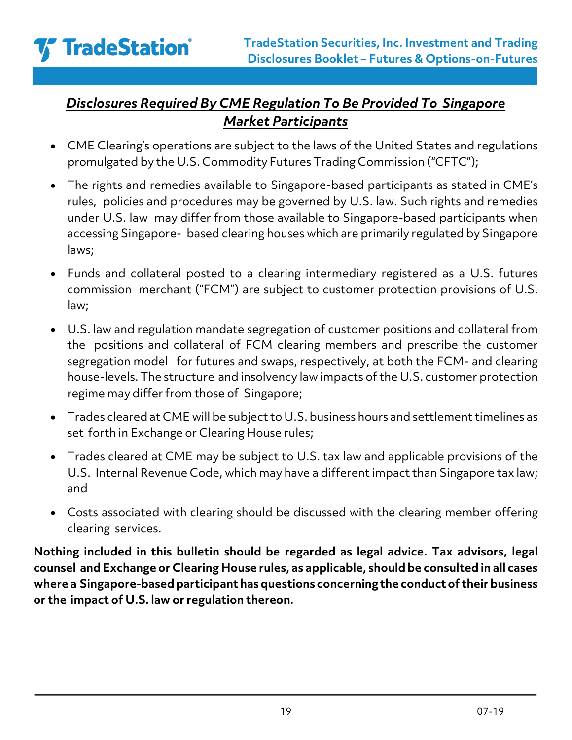## ***Disclosures Required By CME Regulation To Be Provided To Singapore Market Participants***

- CME Clearing's operations are subject to the laws of the United States and regulations promulgated by the U.S. Commodity Futures Trading Commission ("CFTC");
- The rights and remedies available to Singapore-based participants as stated in CME's rules, policies and procedures may be governed by U.S. law. Such rights and remedies under U.S. law may differ from those available to Singapore-based participants when accessing Singapore- based clearing houses which are primarily regulated by Singapore laws;
- Funds and collateral posted to a clearing intermediary registered as a U.S. futures commission merchant ("FCM") are subject to customer protection provisions of U.S. law;
- U.S. law and regulation mandate segregation of customer positions and collateral from the positions and collateral of FCM clearing members and prescribe the customer segregation model for futures and swaps, respectively, at both the FCM- and clearing house-levels. The structure and insolvency law impacts of the U.S. customer protection regime may differ from those of Singapore;
- Trades cleared at CME will be subject to U.S. business hours and settlement timelines as set forth in Exchange or Clearing House rules;
- Trades cleared at CME may be subject to U.S. tax law and applicable provisions of the U.S. Internal Revenue Code, which may have a different impact than Singapore tax law; and
- Costs associated with clearing should be discussed with the clearing member offering clearing services.

**Nothing included in this bulletin should be regarded as legal advice. Tax advisors, legal counsel and Exchange or Clearing House rules, as applicable, should be consulted in all cases where a Singapore-based participant has questions concerning the conduct of their business or the impact of U.S. law or regulation thereon.**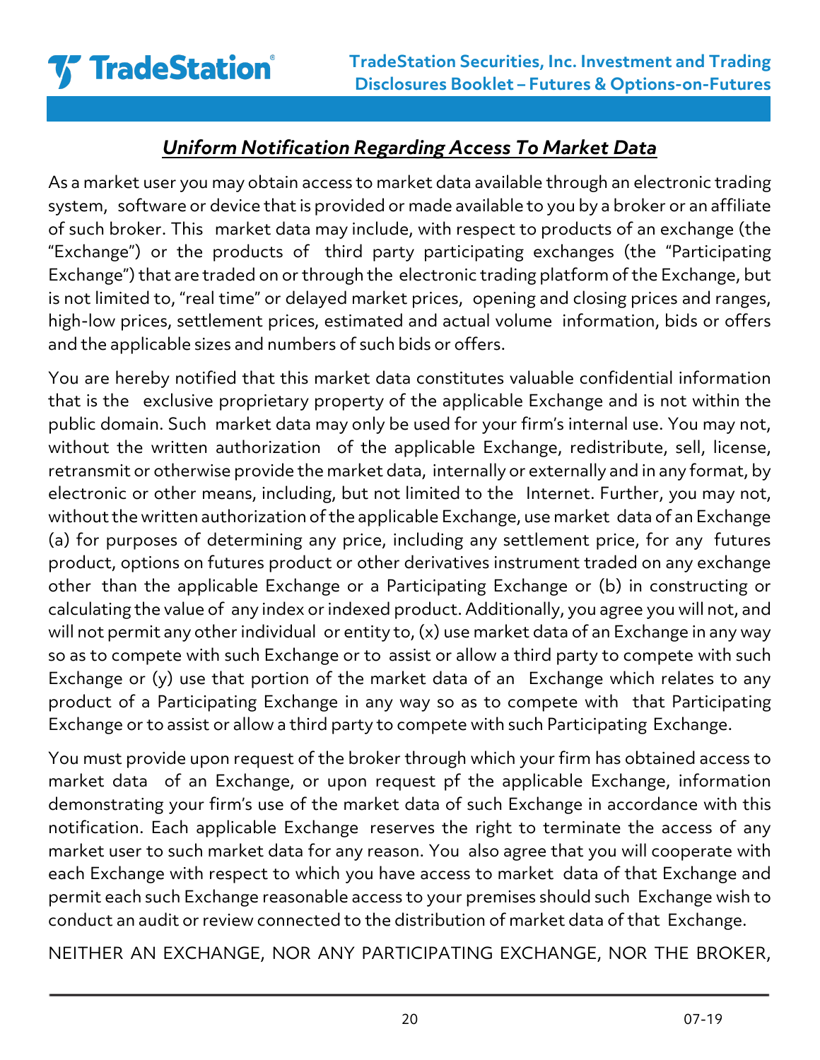## *Uniform Notification Regarding Access To Market Data*

As a market user you may obtain access to market data available through an electronic trading system, software or device that is provided or made available to you by a broker or an affiliate of such broker. This market data may include, with respect to products of an exchange (the "Exchange") or the products of third party participating exchanges (the "Participating Exchange") that are traded on or through the electronic trading platform of the Exchange, but is not limited to, "real time" or delayed market prices, opening and closing prices and ranges, high-low prices, settlement prices, estimated and actual volume information, bids or offers and the applicable sizes and numbers of such bids or offers.

You are hereby notified that this market data constitutes valuable confidential information that is the exclusive proprietary property of the applicable Exchange and is not within the public domain. Such market data may only be used for your firm's internal use. You may not, without the written authorization of the applicable Exchange, redistribute, sell, license, retransmit or otherwise provide the market data, internally or externally and in any format, by electronic or other means, including, but not limited to the Internet. Further, you may not, without the written authorization of the applicable Exchange, use market data of an Exchange (a) for purposes of determining any price, including any settlement price, for any futures product, options on futures product or other derivatives instrument traded on any exchange other than the applicable Exchange or a Participating Exchange or (b) in constructing or calculating the value of any index or indexed product. Additionally, you agree you will not, and will not permit any other individual or entity to, (x) use market data of an Exchange in any way so as to compete with such Exchange or to assist or allow a third party to compete with such Exchange or (y) use that portion of the market data of an Exchange which relates to any product of a Participating Exchange in any way so as to compete with that Participating Exchange or to assist or allow a third party to compete with such Participating Exchange.

You must provide upon request of the broker through which your firm has obtained access to market data of an Exchange, or upon request pf the applicable Exchange, information demonstrating your firm's use of the market data of such Exchange in accordance with this notification. Each applicable Exchange reserves the right to terminate the access of any market user to such market data for any reason. You also agree that you will cooperate with each Exchange with respect to which you have access to market data of that Exchange and permit each such Exchange reasonable access to your premises should such Exchange wish to conduct an audit or review connected to the distribution of market data of that Exchange.

NEITHER AN EXCHANGE, NOR ANY PARTICIPATING EXCHANGE, NOR THE BROKER,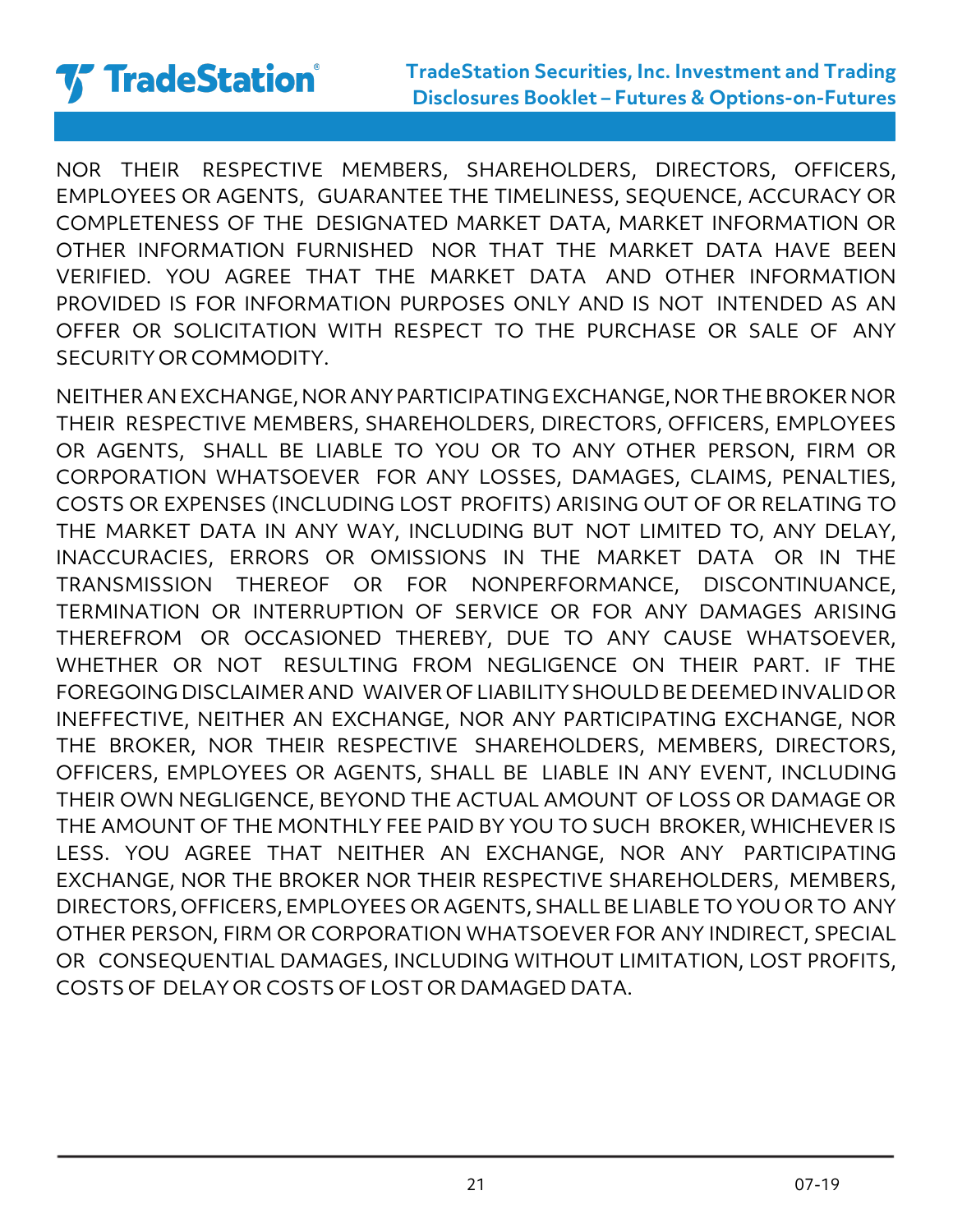NOR THEIR RESPECTIVE MEMBERS, SHAREHOLDERS, DIRECTORS, OFFICERS, EMPLOYEES OR AGENTS, GUARANTEE THE TIMELINESS, SEQUENCE, ACCURACY OR COMPLETENESS OF THE DESIGNATED MARKET DATA, MARKET INFORMATION OR OTHER INFORMATION FURNISHED NOR THAT THE MARKET DATA HAVE BEEN VERIFIED. YOU AGREE THAT THE MARKET DATA AND OTHER INFORMATION PROVIDED IS FOR INFORMATION PURPOSES ONLY AND IS NOT INTENDED AS AN OFFER OR SOLICITATION WITH RESPECT TO THE PURCHASE OR SALE OF ANY SECURITY OR COMMODITY.

NEITHER AN EXCHANGE, NOR ANY PARTICIPATING EXCHANGE, NOR THE BROKER NOR THEIR RESPECTIVE MEMBERS, SHAREHOLDERS, DIRECTORS, OFFICERS, EMPLOYEES OR AGENTS, SHALL BE LIABLE TO YOU OR TO ANY OTHER PERSON, FIRM OR CORPORATION WHATSOEVER FOR ANY LOSSES, DAMAGES, CLAIMS, PENALTIES, COSTS OR EXPENSES (INCLUDING LOST PROFITS) ARISING OUT OF OR RELATING TO THE MARKET DATA IN ANY WAY, INCLUDING BUT NOT LIMITED TO, ANY DELAY, INACCURACIES, ERRORS OR OMISSIONS IN THE MARKET DATA OR IN THE TRANSMISSION THEREOF OR FOR NONPERFORMANCE, DISCONTINUANCE, TERMINATION OR INTERRUPTION OF SERVICE OR FOR ANY DAMAGES ARISING THEREFROM OR OCCASIONED THEREBY, DUE TO ANY CAUSE WHATSOEVER, WHETHER OR NOT RESULTING FROM NEGLIGENCE ON THEIR PART. IF THE FOREGOING DISCLAIMER AND WAIVER OF LIABILITY SHOULD BE DEEMED INVALID OR INEFFECTIVE, NEITHER AN EXCHANGE, NOR ANY PARTICIPATING EXCHANGE, NOR THE BROKER, NOR THEIR RESPECTIVE SHAREHOLDERS, MEMBERS, DIRECTORS, OFFICERS, EMPLOYEES OR AGENTS, SHALL BE LIABLE IN ANY EVENT, INCLUDING THEIR OWN NEGLIGENCE, BEYOND THE ACTUAL AMOUNT OF LOSS OR DAMAGE OR THE AMOUNT OF THE MONTHLY FEE PAID BY YOU TO SUCH BROKER, WHICHEVER IS LESS. YOU AGREE THAT NEITHER AN EXCHANGE, NOR ANY PARTICIPATING EXCHANGE, NOR THE BROKER NOR THEIR RESPECTIVE SHAREHOLDERS, MEMBERS, DIRECTORS, OFFICERS, EMPLOYEES OR AGENTS, SHALL BE LIABLE TO YOU OR TO ANY OTHER PERSON, FIRM OR CORPORATION WHATSOEVER FOR ANY INDIRECT, SPECIAL OR CONSEQUENTIAL DAMAGES, INCLUDING WITHOUT LIMITATION, LOST PROFITS, COSTS OF DELAY OR COSTS OF LOST OR DAMAGED DATA.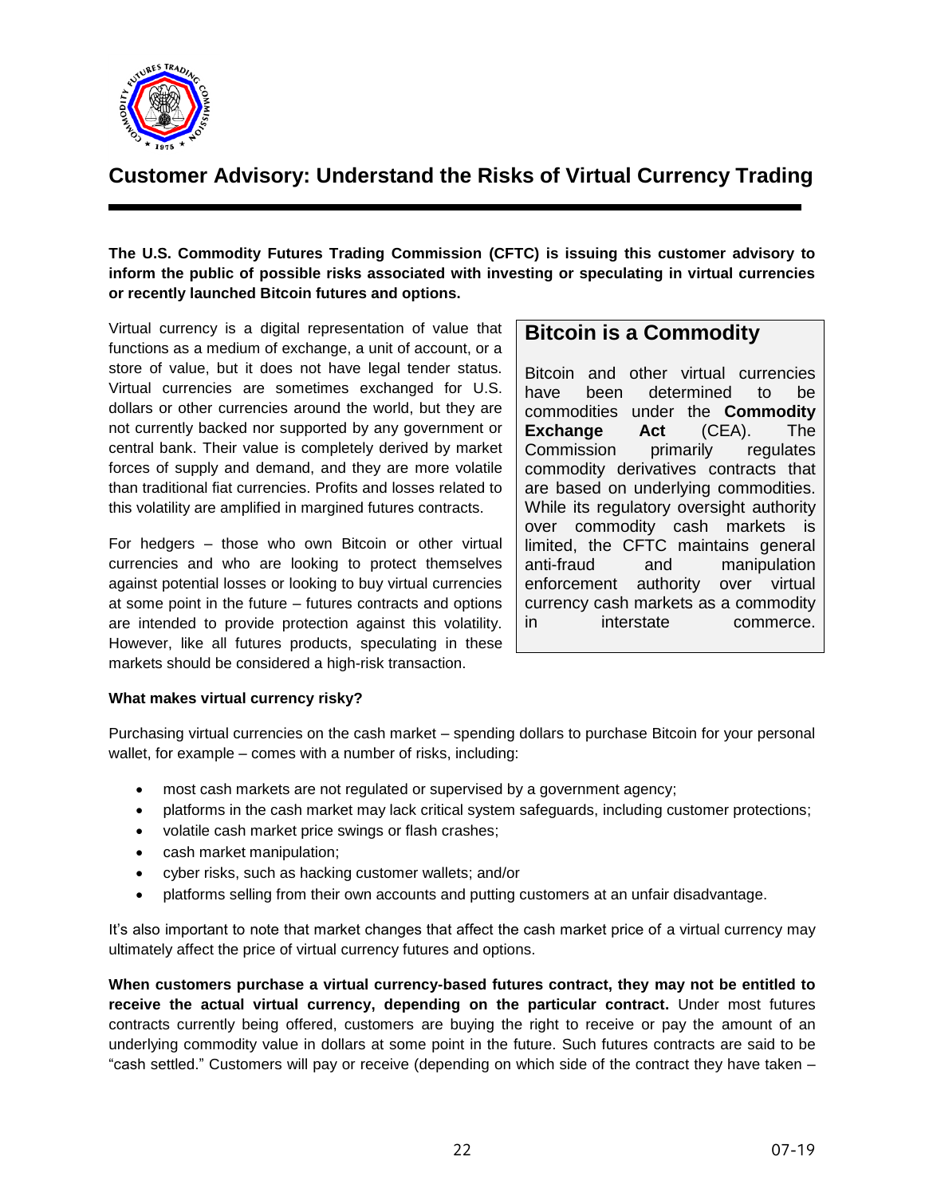# Customer Advisory: Understand the Risks of Virtual Currency Trading

**The U.S. Commodity Futures Trading Commission (CFTC) is issuing this customer advisory to inform the public of possible risks associated with investing or speculating in virtual currencies or recently launched Bitcoin futures and options.**

Virtual currency is a digital representation of value that functions as a medium of exchange, a unit of account, or a store of value, but it does not have legal tender status. Virtual currencies are sometimes exchanged for U.S. dollars or other currencies around the world, but they are not currently backed nor supported by any government or central bank. Their value is completely derived by market forces of supply and demand, and they are more volatile than traditional fiat currencies. Profits and losses related to this volatility are amplified in margined futures contracts.

For hedgers – those who own Bitcoin or other virtual currencies and who are looking to protect themselves against potential losses or looking to buy virtual currencies at some point in the future – futures contracts and options are intended to provide protection against this volatility. However, like all futures products, speculating in these markets should be considered a high-risk transaction.

## Bitcoin is a Commodity

Bitcoin and other virtual currencies have been determined to be commodities under the **Commodity Exchange Act** (CEA). The Commission primarily regulates commodity derivatives contracts that are based on underlying commodities. While its regulatory oversight authority over commodity cash markets is limited, the CFTC maintains general anti-fraud and manipulation enforcement authority over virtual currency cash markets as a commodity in interstate commerce.

**What makes virtual currency risky?**

Purchasing virtual currencies on the cash market – spending dollars to purchase Bitcoin for your personal wallet, for example – comes with a number of risks, including:

- most cash markets are not regulated or supervised by a government agency;
- platforms in the cash market may lack critical system safeguards, including customer protections;
- volatile cash market price swings or flash crashes;
- cash market manipulation;
- cyber risks, such as hacking customer wallets; and/or
- platforms selling from their own accounts and putting customers at an unfair disadvantage.

It's also important to note that market changes that affect the cash market price of a virtual currency may ultimately affect the price of virtual currency futures and options.

**When customers purchase a virtual currency-based futures contract, they may not be entitled to receive the actual virtual currency, depending on the particular contract.** Under most futures contracts currently being offered, customers are buying the right to receive or pay the amount of an underlying commodity value in dollars at some point in the future. Such futures contracts are said to be "cash settled." Customers will pay or receive (depending on which side of the contract they have taken –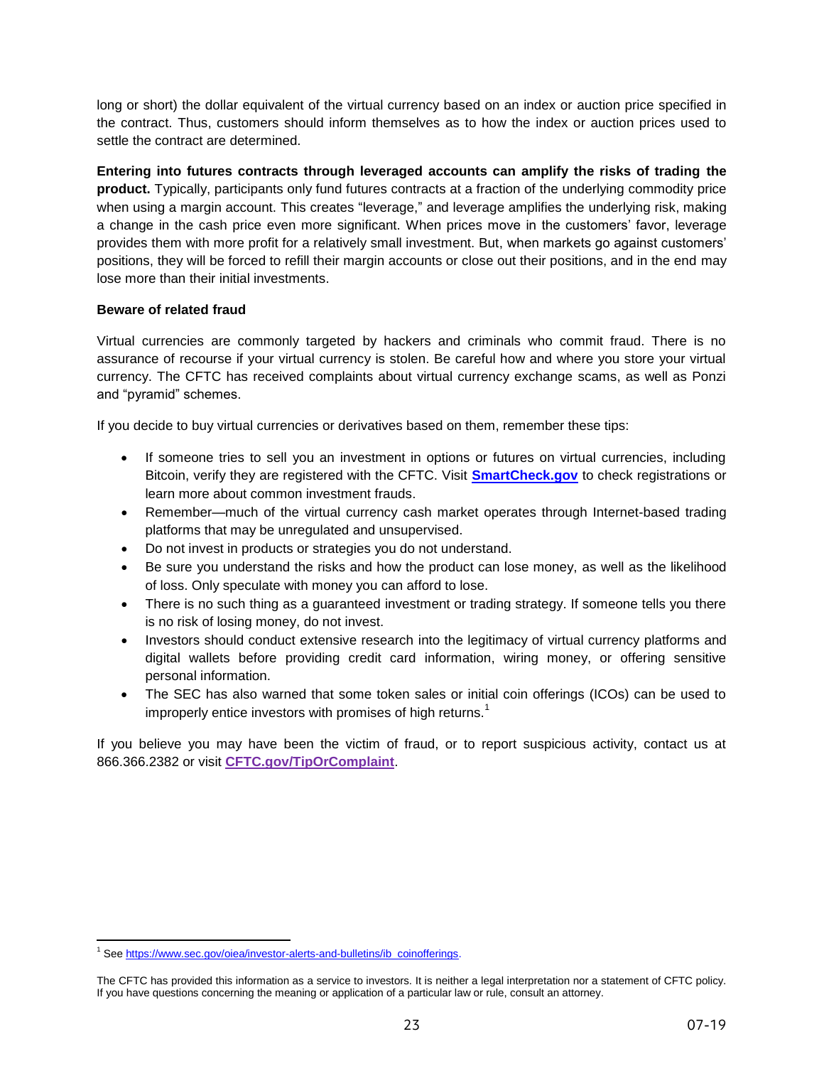long or short) the dollar equivalent of the virtual currency based on an index or auction price specified in the contract. Thus, customers should inform themselves as to how the index or auction prices used to settle the contract are determined.

**Entering into futures contracts through leveraged accounts can amplify the risks of trading the product.** Typically, participants only fund futures contracts at a fraction of the underlying commodity price when using a margin account. This creates "leverage," and leverage amplifies the underlying risk, making a change in the cash price even more significant. When prices move in the customers' favor, leverage provides them with more profit for a relatively small investment. But, when markets go against customers' positions, they will be forced to refill their margin accounts or close out their positions, and in the end may lose more than their initial investments.

**Beware of related fraud**

Virtual currencies are commonly targeted by hackers and criminals who commit fraud. There is no assurance of recourse if your virtual currency is stolen. Be careful how and where you store your virtual currency. The CFTC has received complaints about virtual currency exchange scams, as well as Ponzi and "pyramid" schemes.

If you decide to buy virtual currencies or derivatives based on them, remember these tips:

- If someone tries to sell you an investment in options or futures on virtual currencies, including Bitcoin, verify they are registered with the CFTC. Visit **SmartCheck.gov** to check registrations or learn more about common investment frauds.
- Remember—much of the virtual currency cash market operates through Internet-based trading platforms that may be unregulated and unsupervised.
- Do not invest in products or strategies you do not understand.
- Be sure you understand the risks and how the product can lose money, as well as the likelihood of loss. Only speculate with money you can afford to lose.
- There is no such thing as a guaranteed investment or trading strategy. If someone tells you there is no risk of losing money, do not invest.
- Investors should conduct extensive research into the legitimacy of virtual currency platforms and digital wallets before providing credit card information, wiring money, or offering sensitive personal information.
- The SEC has also warned that some token sales or initial coin offerings (ICOs) can be used to improperly entice investors with promises of high returns.[1]

If you believe you may have been the victim of fraud, or to report suspicious activity, contact us at 866.366.2382 or visit **CFTC.gov/TipOrComplaint**.

---

[1] See https://www.sec.gov/oiea/investor-alerts-and-bulletins/ib_coinofferings.

The CFTC has provided this information as a service to investors. It is neither a legal interpretation nor a statement of CFTC policy. If you have questions concerning the meaning or application of a particular law or rule, consult an attorney.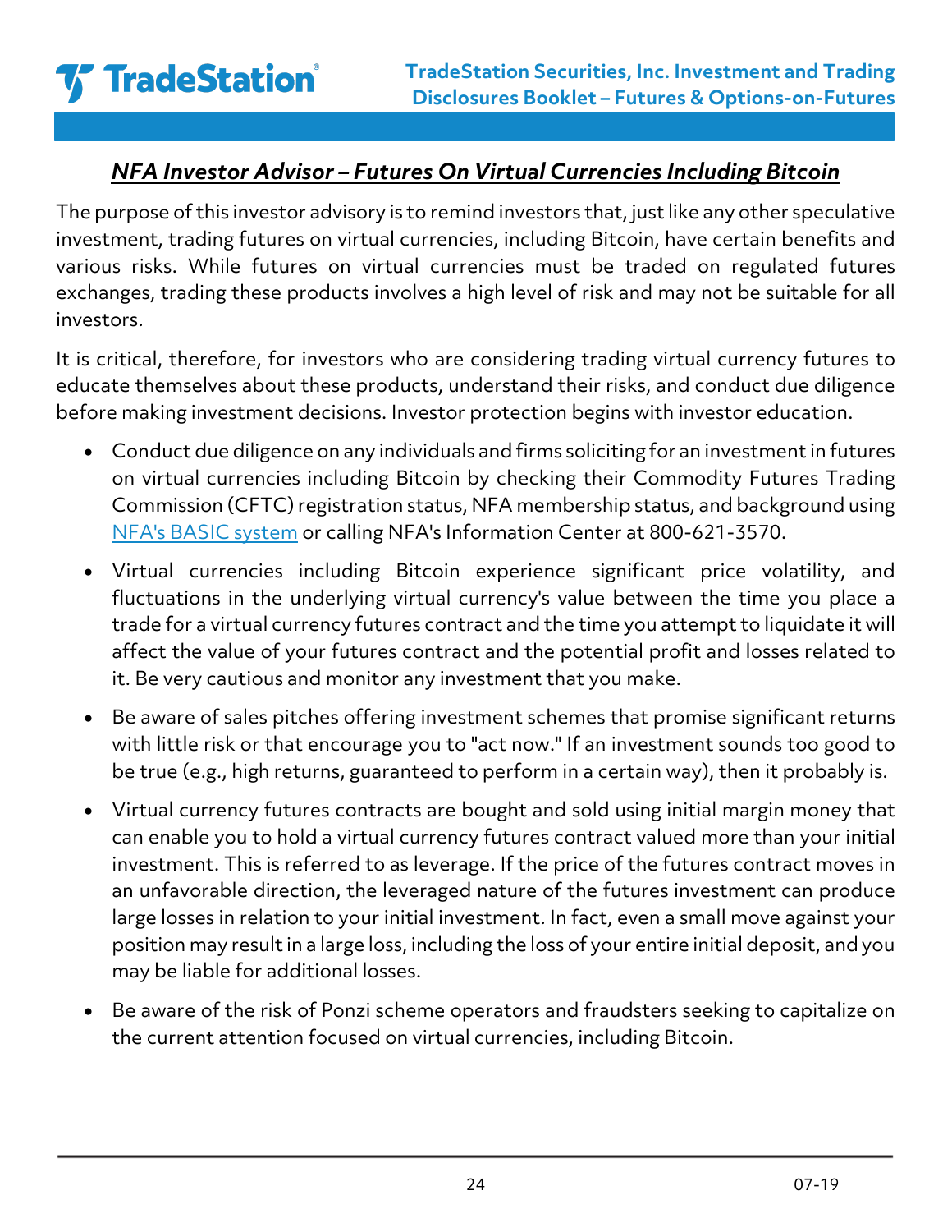## *NFA Investor Advisor – Futures On Virtual Currencies Including Bitcoin*

The purpose of this investor advisory is to remind investors that, just like any other speculative investment, trading futures on virtual currencies, including Bitcoin, have certain benefits and various risks. While futures on virtual currencies must be traded on regulated futures exchanges, trading these products involves a high level of risk and may not be suitable for all investors.

It is critical, therefore, for investors who are considering trading virtual currency futures to educate themselves about these products, understand their risks, and conduct due diligence before making investment decisions. Investor protection begins with investor education.

- Conduct due diligence on any individuals and firms soliciting for an investment in futures on virtual currencies including Bitcoin by checking their Commodity Futures Trading Commission (CFTC) registration status, NFA membership status, and background using NFA's BASIC system or calling NFA's Information Center at 800-621-3570.
- Virtual currencies including Bitcoin experience significant price volatility, and fluctuations in the underlying virtual currency's value between the time you place a trade for a virtual currency futures contract and the time you attempt to liquidate it will affect the value of your futures contract and the potential profit and losses related to it. Be very cautious and monitor any investment that you make.
- Be aware of sales pitches offering investment schemes that promise significant returns with little risk or that encourage you to "act now." If an investment sounds too good to be true (e.g., high returns, guaranteed to perform in a certain way), then it probably is.
- Virtual currency futures contracts are bought and sold using initial margin money that can enable you to hold a virtual currency futures contract valued more than your initial investment. This is referred to as leverage. If the price of the futures contract moves in an unfavorable direction, the leveraged nature of the futures investment can produce large losses in relation to your initial investment. In fact, even a small move against your position may result in a large loss, including the loss of your entire initial deposit, and you may be liable for additional losses.
- Be aware of the risk of Ponzi scheme operators and fraudsters seeking to capitalize on the current attention focused on virtual currencies, including Bitcoin.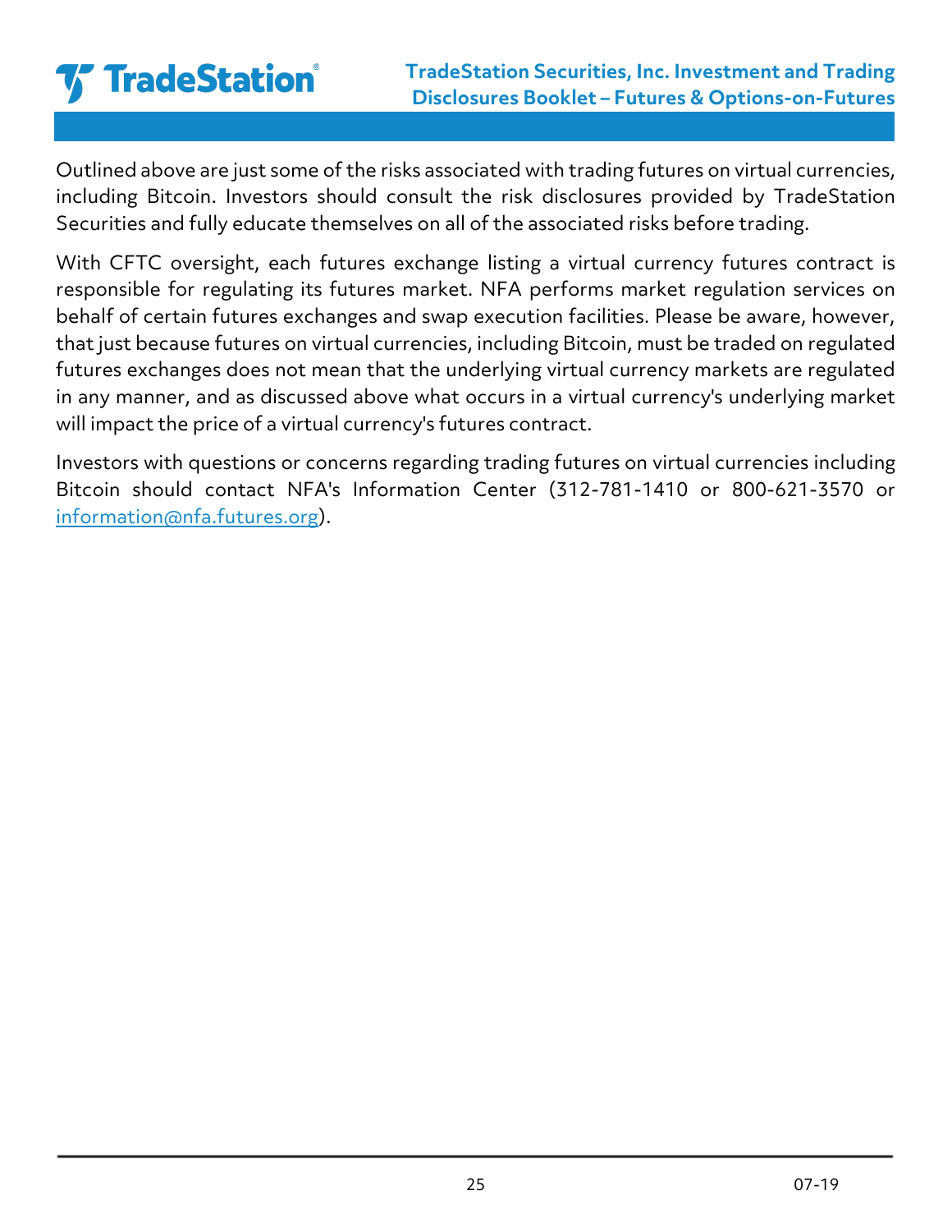Outlined above are just some of the risks associated with trading futures on virtual currencies, including Bitcoin. Investors should consult the risk disclosures provided by TradeStation Securities and fully educate themselves on all of the associated risks before trading.

With CFTC oversight, each futures exchange listing a virtual currency futures contract is responsible for regulating its futures market. NFA performs market regulation services on behalf of certain futures exchanges and swap execution facilities. Please be aware, however, that just because futures on virtual currencies, including Bitcoin, must be traded on regulated futures exchanges does not mean that the underlying virtual currency markets are regulated in any manner, and as discussed above what occurs in a virtual currency's underlying market will impact the price of a virtual currency's futures contract.

Investors with questions or concerns regarding trading futures on virtual currencies including Bitcoin should contact NFA's Information Center (312-781-1410 or 800-621-3570 or information@nfa.futures.org).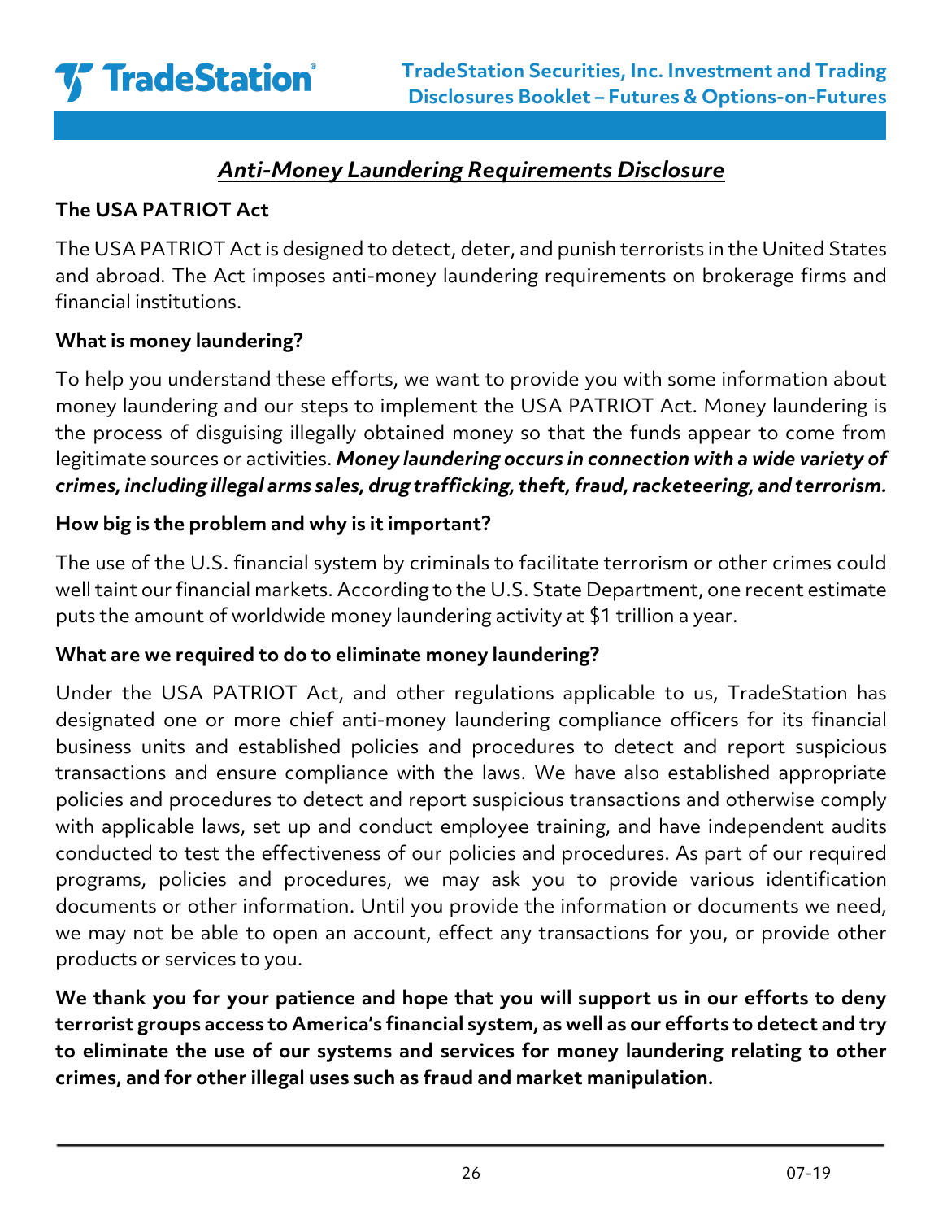## *Anti-Money Laundering Requirements Disclosure*

### The USA PATRIOT Act

The USA PATRIOT Act is designed to detect, deter, and punish terrorists in the United States and abroad. The Act imposes anti-money laundering requirements on brokerage firms and financial institutions.

### What is money laundering?

To help you understand these efforts, we want to provide you with some information about money laundering and our steps to implement the USA PATRIOT Act. Money laundering is the process of disguising illegally obtained money so that the funds appear to come from legitimate sources or activities. ***Money laundering occurs in connection with a wide variety of crimes, including illegal arms sales, drug trafficking, theft, fraud, racketeering, and terrorism.***

### How big is the problem and why is it important?

The use of the U.S. financial system by criminals to facilitate terrorism or other crimes could well taint our financial markets. According to the U.S. State Department, one recent estimate puts the amount of worldwide money laundering activity at $1 trillion a year.

### What are we required to do to eliminate money laundering?

Under the USA PATRIOT Act, and other regulations applicable to us, TradeStation has designated one or more chief anti-money laundering compliance officers for its financial business units and established policies and procedures to detect and report suspicious transactions and ensure compliance with the laws. We have also established appropriate policies and procedures to detect and report suspicious transactions and otherwise comply with applicable laws, set up and conduct employee training, and have independent audits conducted to test the effectiveness of our policies and procedures. As part of our required programs, policies and procedures, we may ask you to provide various identification documents or other information. Until you provide the information or documents we need, we may not be able to open an account, effect any transactions for you, or provide other products or services to you.

**We thank you for your patience and hope that you will support us in our efforts to deny terrorist groups access to America's financial system, as well as our efforts to detect and try to eliminate the use of our systems and services for money laundering relating to other crimes, and for other illegal uses such as fraud and market manipulation.**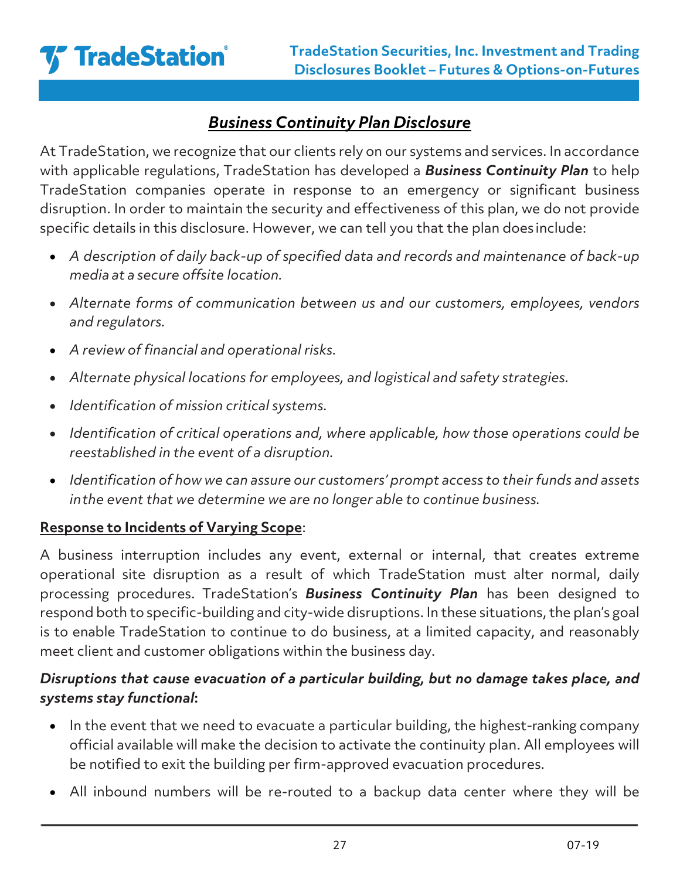## ***Business Continuity Plan Disclosure***

At TradeStation, we recognize that our clients rely on our systems and services. In accordance with applicable regulations, TradeStation has developed a ***Business Continuity Plan*** to help TradeStation companies operate in response to an emergency or significant business disruption. In order to maintain the security and effectiveness of this plan, we do not provide specific details in this disclosure. However, we can tell you that the plan does include:

- *A description of daily back-up of specified data and records and maintenance of back-up media at a secure offsite location.*
- *Alternate forms of communication between us and our customers, employees, vendors and regulators.*
- *A review of financial and operational risks.*
- *Alternate physical locations for employees, and logistical and safety strategies.*
- *Identification of mission critical systems.*
- *Identification of critical operations and, where applicable, how those operations could be reestablished in the event of a disruption.*
- *Identification of how we can assure our customers' prompt access to their funds and assets in the event that we determine we are no longer able to continue business.*

**Response to Incidents of Varying Scope**:

A business interruption includes any event, external or internal, that creates extreme operational site disruption as a result of which TradeStation must alter normal, daily processing procedures. TradeStation's ***Business Continuity Plan*** has been designed to respond both to specific-building and city-wide disruptions. In these situations, the plan's goal is to enable TradeStation to continue to do business, at a limited capacity, and reasonably meet client and customer obligations within the business day.

***Disruptions that cause evacuation of a particular building, but no damage takes place, and systems stay functional*:**

- In the event that we need to evacuate a particular building, the highest-ranking company official available will make the decision to activate the continuity plan. All employees will be notified to exit the building per firm-approved evacuation procedures.
- All inbound numbers will be re-routed to a backup data center where they will be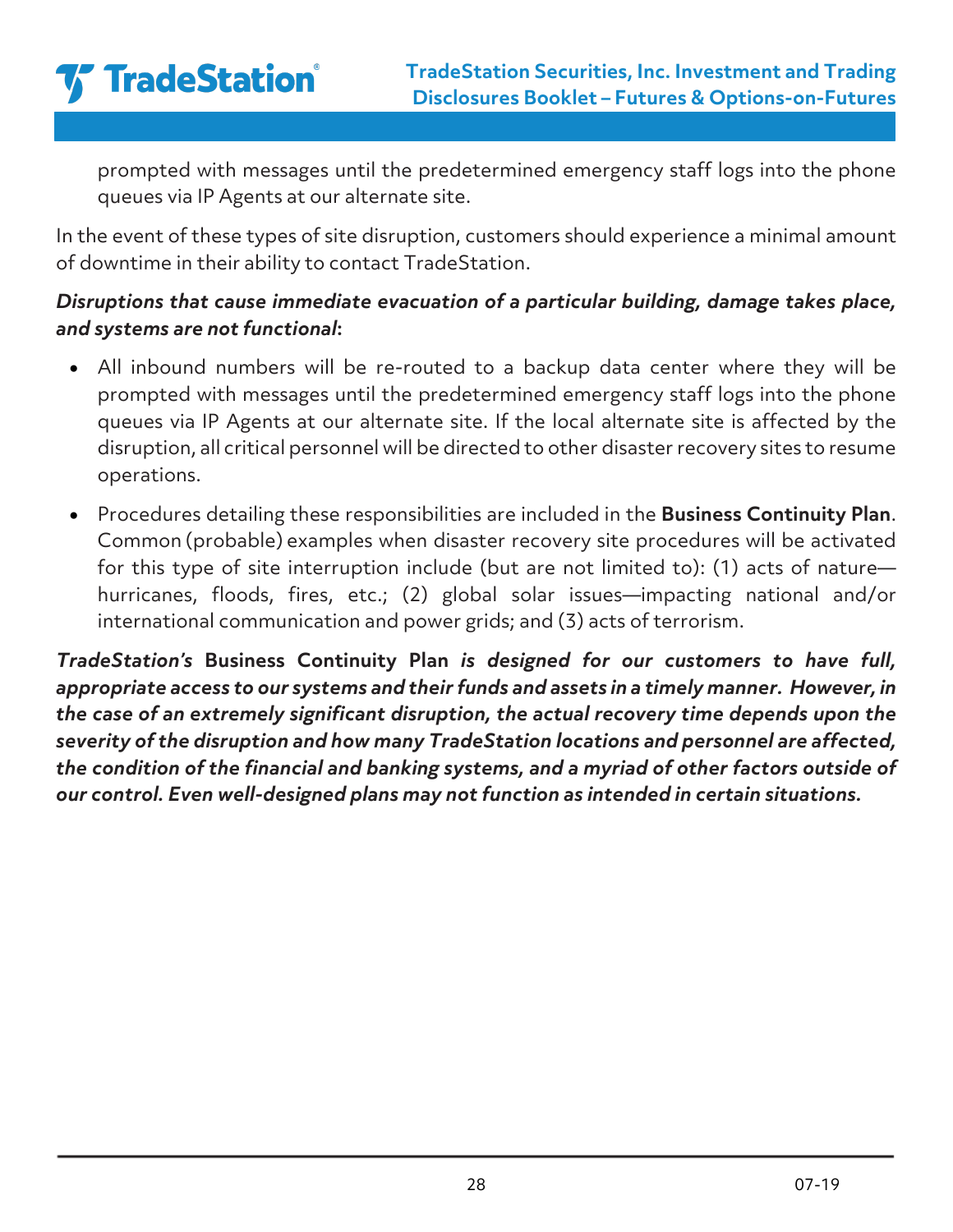prompted with messages until the predetermined emergency staff logs into the phone queues via IP Agents at our alternate site.

In the event of these types of site disruption, customers should experience a minimal amount of downtime in their ability to contact TradeStation.

***Disruptions that cause immediate evacuation of a particular building, damage takes place, and systems are not functional*:**

- All inbound numbers will be re-routed to a backup data center where they will be prompted with messages until the predetermined emergency staff logs into the phone queues via IP Agents at our alternate site. If the local alternate site is affected by the disruption, all critical personnel will be directed to other disaster recovery sites to resume operations.
- Procedures detailing these responsibilities are included in the **Business Continuity Plan**. Common (probable) examples when disaster recovery site procedures will be activated for this type of site interruption include (but are not limited to): (1) acts of nature—hurricanes, floods, fires, etc.; (2) global solar issues—impacting national and/or international communication and power grids; and (3) acts of terrorism.

***TradeStation's* Business Continuity Plan *is designed for our customers to have full, appropriate access to our systems and their funds and assets in a timely manner. However, in the case of an extremely significant disruption, the actual recovery time depends upon the severity of the disruption and how many TradeStation locations and personnel are affected, the condition of the financial and banking systems, and a myriad of other factors outside of our control. Even well-designed plans may not function as intended in certain situations.***